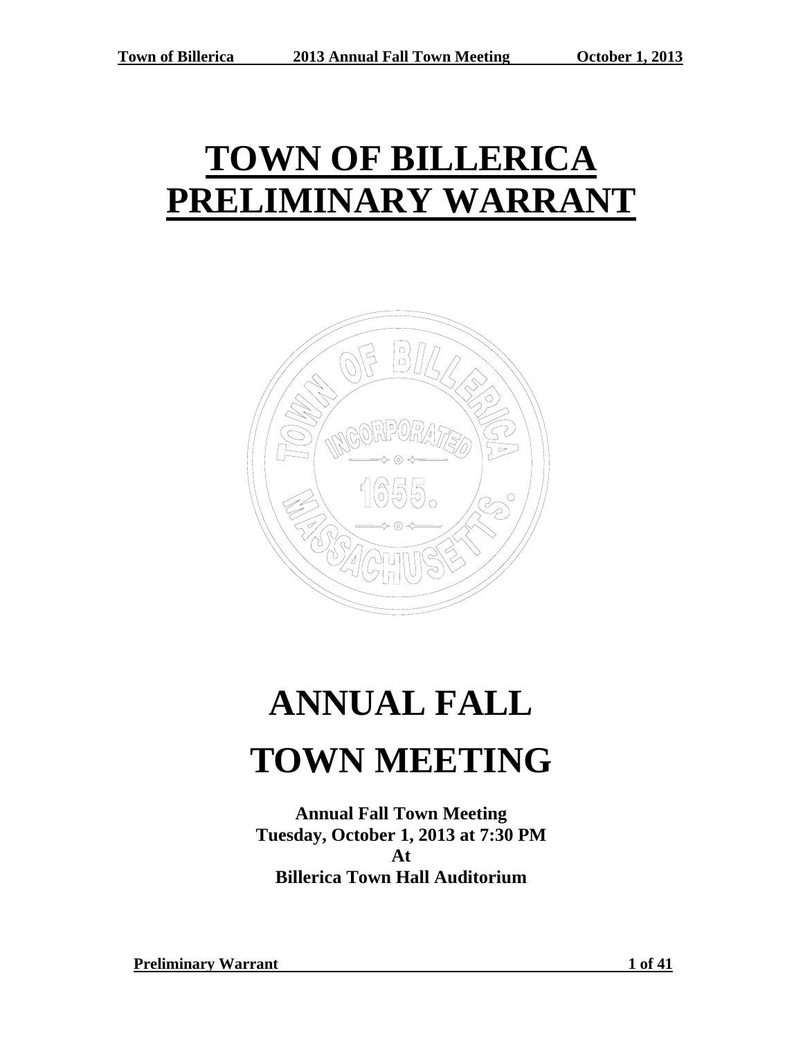# TOWN OF BILLERICA PRELIMINARY WARRANT

# ANNUAL FALL TOWN MEETING

**Annual Fall Town Meeting**
**Tuesday, October 1, 2013 at 7:30 PM**
**At**
**Billerica Town Hall Auditorium**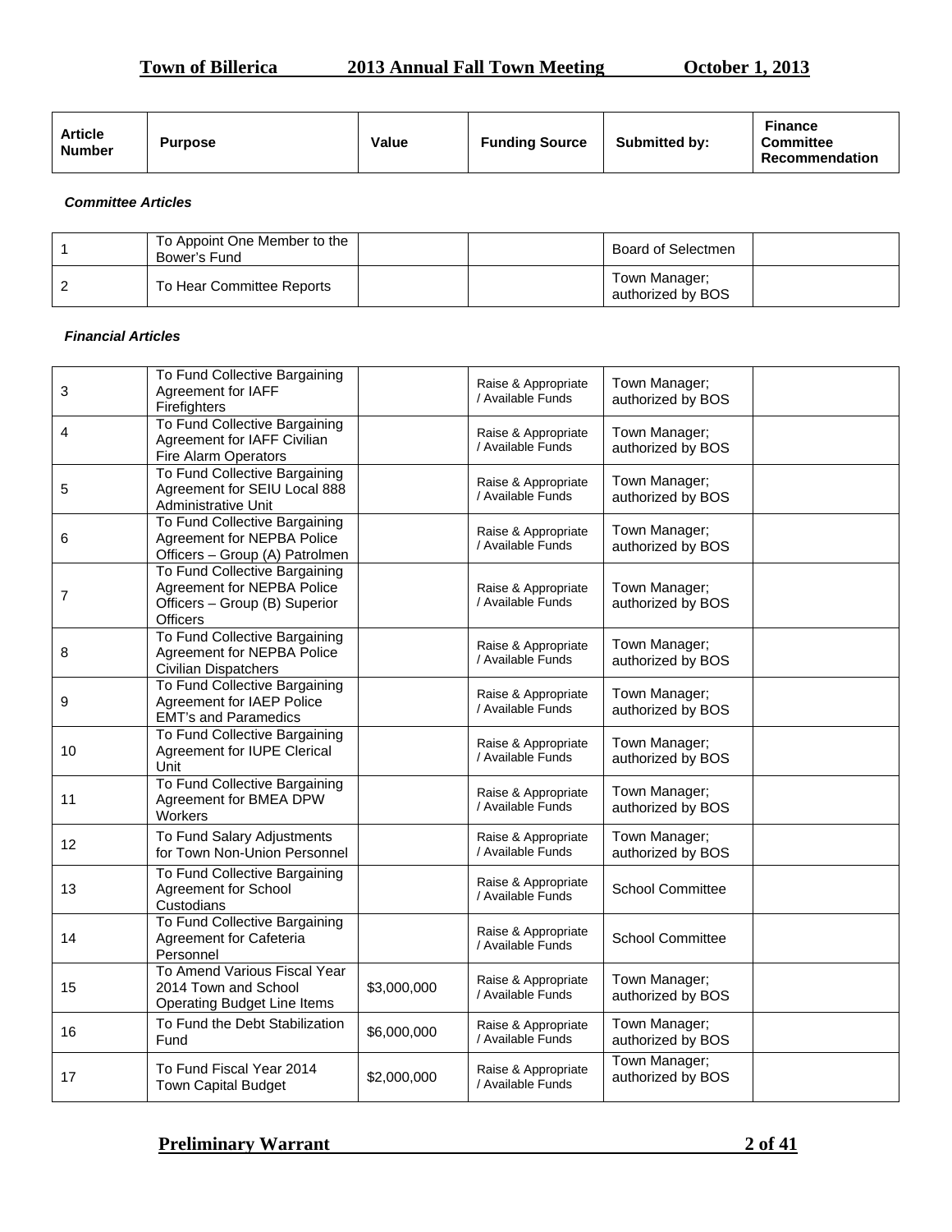| Article Number | Purpose | Value | Funding Source | Submitted by: | Finance Committee Recommendation |
|---|---|---|---|---|---|

***Committee Articles***

| Article Number | Purpose | Value | Funding Source | Submitted by: | Finance Committee Recommendation |
|---|---|---|---|---|---|
| 1 | To Appoint One Member to the Bower's Fund | | | Board of Selectmen | |
| 2 | To Hear Committee Reports | | | Town Manager; authorized by BOS | |

***Financial Articles***

| Article Number | Purpose | Value | Funding Source | Submitted by: | Finance Committee Recommendation |
|---|---|---|---|---|---|
| 3 | To Fund Collective Bargaining Agreement for IAFF Firefighters | | Raise & Appropriate / Available Funds | Town Manager; authorized by BOS | |
| 4 | To Fund Collective Bargaining Agreement for IAFF Civilian Fire Alarm Operators | | Raise & Appropriate / Available Funds | Town Manager; authorized by BOS | |
| 5 | To Fund Collective Bargaining Agreement for SEIU Local 888 Administrative Unit | | Raise & Appropriate / Available Funds | Town Manager; authorized by BOS | |
| 6 | To Fund Collective Bargaining Agreement for NEPBA Police Officers – Group (A) Patrolmen | | Raise & Appropriate / Available Funds | Town Manager; authorized by BOS | |
| 7 | To Fund Collective Bargaining Agreement for NEPBA Police Officers – Group (B) Superior Officers | | Raise & Appropriate / Available Funds | Town Manager; authorized by BOS | |
| 8 | To Fund Collective Bargaining Agreement for NEPBA Police Civilian Dispatchers | | Raise & Appropriate / Available Funds | Town Manager; authorized by BOS | |
| 9 | To Fund Collective Bargaining Agreement for IAEP Police EMT's and Paramedics | | Raise & Appropriate / Available Funds | Town Manager; authorized by BOS | |
| 10 | To Fund Collective Bargaining Agreement for IUPE Clerical Unit | | Raise & Appropriate / Available Funds | Town Manager; authorized by BOS | |
| 11 | To Fund Collective Bargaining Agreement for BMEA DPW Workers | | Raise & Appropriate / Available Funds | Town Manager; authorized by BOS | |
| 12 | To Fund Salary Adjustments for Town Non-Union Personnel | | Raise & Appropriate / Available Funds | Town Manager; authorized by BOS | |
| 13 | To Fund Collective Bargaining Agreement for School Custodians | | Raise & Appropriate / Available Funds | School Committee | |
| 14 | To Fund Collective Bargaining Agreement for Cafeteria Personnel | | Raise & Appropriate / Available Funds | School Committee | |
| 15 | To Amend Various Fiscal Year 2014 Town and School Operating Budget Line Items | $3,000,000 | Raise & Appropriate / Available Funds | Town Manager; authorized by BOS | |
| 16 | To Fund the Debt Stabilization Fund | $6,000,000 | Raise & Appropriate / Available Funds | Town Manager; authorized by BOS | |
| 17 | To Fund Fiscal Year 2014 Town Capital Budget | $2,000,000 | Raise & Appropriate / Available Funds | Town Manager; authorized by BOS | |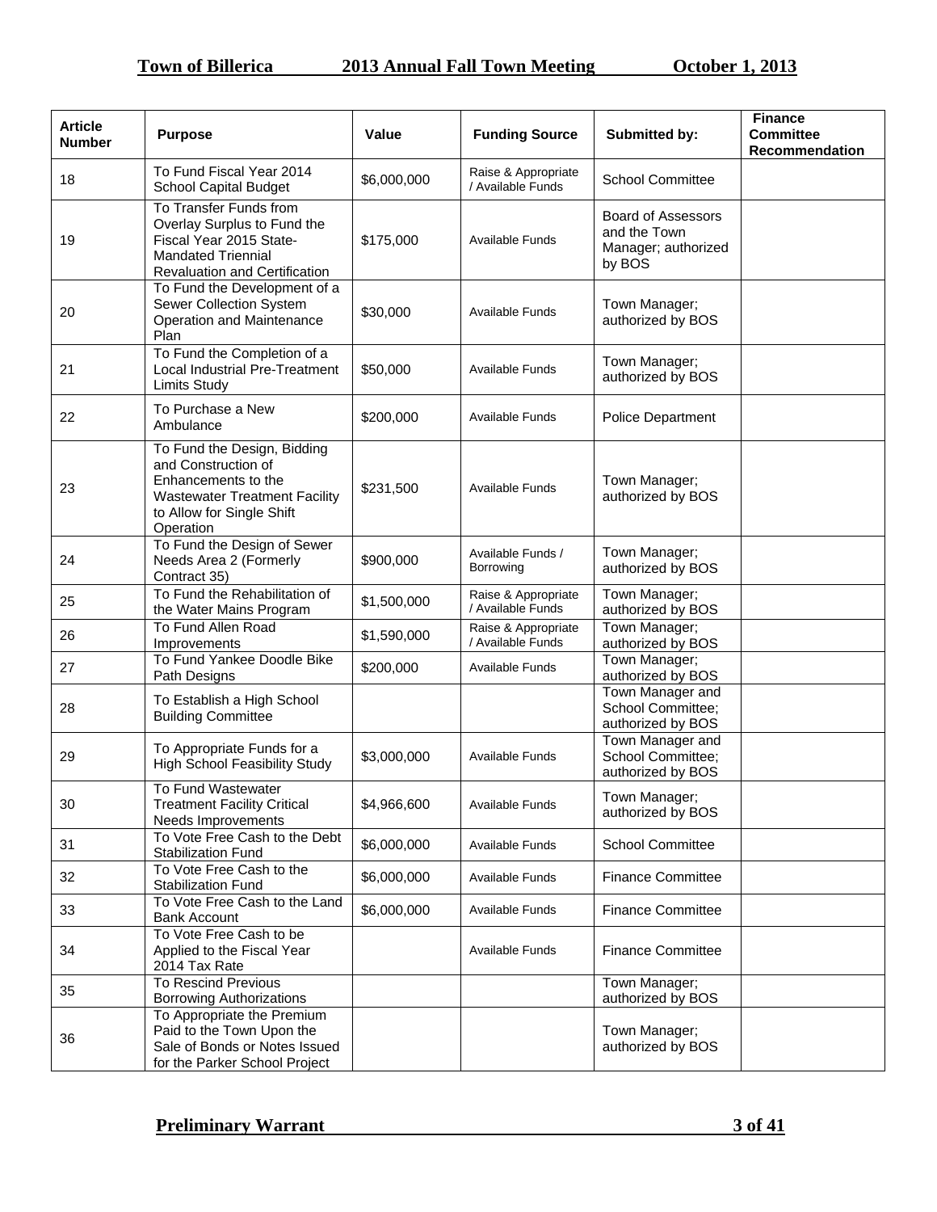| Article Number | Purpose | Value | Funding Source | Submitted by: | Finance Committee Recommendation |
|---|---|---|---|---|---|
| 18 | To Fund Fiscal Year 2014 School Capital Budget | $6,000,000 | Raise & Appropriate / Available Funds | School Committee | |
| 19 | To Transfer Funds from Overlay Surplus to Fund the Fiscal Year 2015 State-Mandated Triennial Revaluation and Certification | $175,000 | Available Funds | Board of Assessors and the Town Manager; authorized by BOS | |
| 20 | To Fund the Development of a Sewer Collection System Operation and Maintenance Plan | $30,000 | Available Funds | Town Manager; authorized by BOS | |
| 21 | To Fund the Completion of a Local Industrial Pre-Treatment Limits Study | $50,000 | Available Funds | Town Manager; authorized by BOS | |
| 22 | To Purchase a New Ambulance | $200,000 | Available Funds | Police Department | |
| 23 | To Fund the Design, Bidding and Construction of Enhancements to the Wastewater Treatment Facility to Allow for Single Shift Operation | $231,500 | Available Funds | Town Manager; authorized by BOS | |
| 24 | To Fund the Design of Sewer Needs Area 2 (Formerly Contract 35) | $900,000 | Available Funds / Borrowing | Town Manager; authorized by BOS | |
| 25 | To Fund the Rehabilitation of the Water Mains Program | $1,500,000 | Raise & Appropriate / Available Funds | Town Manager; authorized by BOS | |
| 26 | To Fund Allen Road Improvements | $1,590,000 | Raise & Appropriate / Available Funds | Town Manager; authorized by BOS | |
| 27 | To Fund Yankee Doodle Bike Path Designs | $200,000 | Available Funds | Town Manager; authorized by BOS | |
| 28 | To Establish a High School Building Committee | | | Town Manager and School Committee; authorized by BOS | |
| 29 | To Appropriate Funds for a High School Feasibility Study | $3,000,000 | Available Funds | Town Manager and School Committee; authorized by BOS | |
| 30 | To Fund Wastewater Treatment Facility Critical Needs Improvements | $4,966,600 | Available Funds | Town Manager; authorized by BOS | |
| 31 | To Vote Free Cash to the Debt Stabilization Fund | $6,000,000 | Available Funds | School Committee | |
| 32 | To Vote Free Cash to the Stabilization Fund | $6,000,000 | Available Funds | Finance Committee | |
| 33 | To Vote Free Cash to the Land Bank Account | $6,000,000 | Available Funds | Finance Committee | |
| 34 | To Vote Free Cash to be Applied to the Fiscal Year 2014 Tax Rate | | Available Funds | Finance Committee | |
| 35 | To Rescind Previous Borrowing Authorizations | | | Town Manager; authorized by BOS | |
| 36 | To Appropriate the Premium Paid to the Town Upon the Sale of Bonds or Notes Issued for the Parker School Project | | | Town Manager; authorized by BOS | |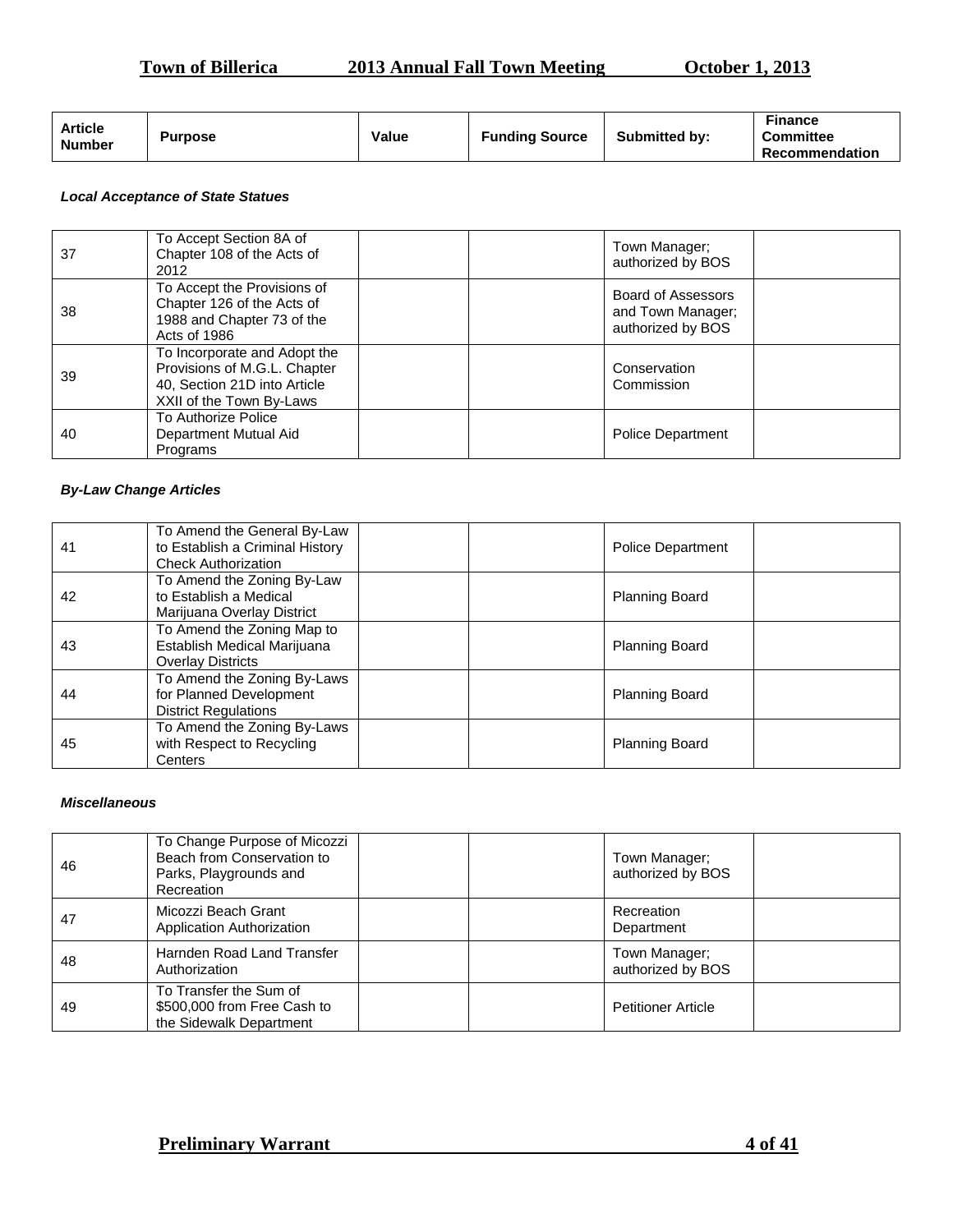| Article Number | Purpose | Value | Funding Source | Submitted by: | Finance Committee Recommendation |
|---|---|---|---|---|---|

***Local Acceptance of State Statues***

| Article Number | Purpose | Value | Funding Source | Submitted by: | Finance Committee Recommendation |
|---|---|---|---|---|---|
| 37 | To Accept Section 8A of Chapter 108 of the Acts of 2012 | | | Town Manager; authorized by BOS | |
| 38 | To Accept the Provisions of Chapter 126 of the Acts of 1988 and Chapter 73 of the Acts of 1986 | | | Board of Assessors and Town Manager; authorized by BOS | |
| 39 | To Incorporate and Adopt the Provisions of M.G.L. Chapter 40, Section 21D into Article XXII of the Town By-Laws | | | Conservation Commission | |
| 40 | To Authorize Police Department Mutual Aid Programs | | | Police Department | |

***By-Law Change Articles***

| Article Number | Purpose | Value | Funding Source | Submitted by: | Finance Committee Recommendation |
|---|---|---|---|---|---|
| 41 | To Amend the General By-Law to Establish a Criminal History Check Authorization | | | Police Department | |
| 42 | To Amend the Zoning By-Law to Establish a Medical Marijuana Overlay District | | | Planning Board | |
| 43 | To Amend the Zoning Map to Establish Medical Marijuana Overlay Districts | | | Planning Board | |
| 44 | To Amend the Zoning By-Laws for Planned Development District Regulations | | | Planning Board | |
| 45 | To Amend the Zoning By-Laws with Respect to Recycling Centers | | | Planning Board | |

***Miscellaneous***

| Article Number | Purpose | Value | Funding Source | Submitted by: | Finance Committee Recommendation |
|---|---|---|---|---|---|
| 46 | To Change Purpose of Micozzi Beach from Conservation to Parks, Playgrounds and Recreation | | | Town Manager; authorized by BOS | |
| 47 | Micozzi Beach Grant Application Authorization | | | Recreation Department | |
| 48 | Harnden Road Land Transfer Authorization | | | Town Manager; authorized by BOS | |
| 49 | To Transfer the Sum of $500,000 from Free Cash to the Sidewalk Department | | | Petitioner Article | |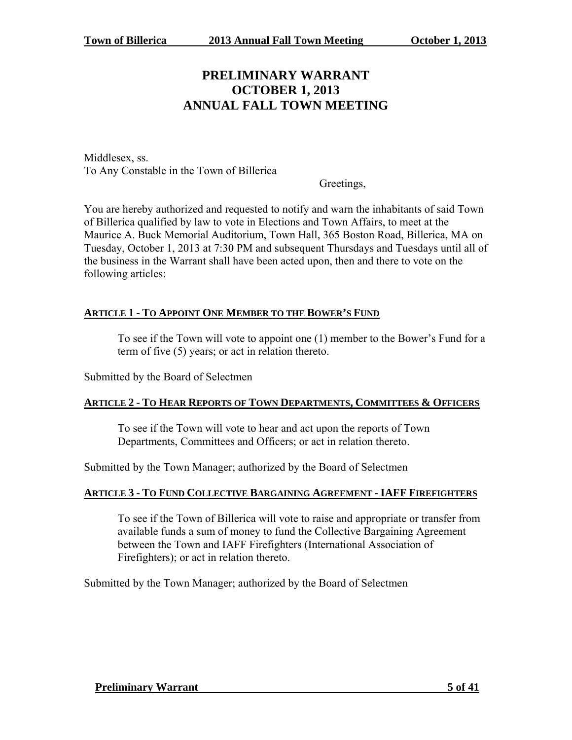# PRELIMINARY WARRANT
# OCTOBER 1, 2013
# ANNUAL FALL TOWN MEETING

Middlesex, ss.
To Any Constable in the Town of Billerica

Greetings,

You are hereby authorized and requested to notify and warn the inhabitants of said Town of Billerica qualified by law to vote in Elections and Town Affairs, to meet at the Maurice A. Buck Memorial Auditorium, Town Hall, 365 Boston Road, Billerica, MA on Tuesday, October 1, 2013 at 7:30 PM and subsequent Thursdays and Tuesdays until all of the business in the Warrant shall have been acted upon, then and there to vote on the following articles:

## ARTICLE 1 - TO APPOINT ONE MEMBER TO THE BOWER'S FUND

To see if the Town will vote to appoint one (1) member to the Bower's Fund for a term of five (5) years; or act in relation thereto.

Submitted by the Board of Selectmen

## ARTICLE 2 - TO HEAR REPORTS OF TOWN DEPARTMENTS, COMMITTEES & OFFICERS

To see if the Town will vote to hear and act upon the reports of Town Departments, Committees and Officers; or act in relation thereto.

Submitted by the Town Manager; authorized by the Board of Selectmen

## ARTICLE 3 - TO FUND COLLECTIVE BARGAINING AGREEMENT - IAFF FIREFIGHTERS

To see if the Town of Billerica will vote to raise and appropriate or transfer from available funds a sum of money to fund the Collective Bargaining Agreement between the Town and IAFF Firefighters (International Association of Firefighters); or act in relation thereto.

Submitted by the Town Manager; authorized by the Board of Selectmen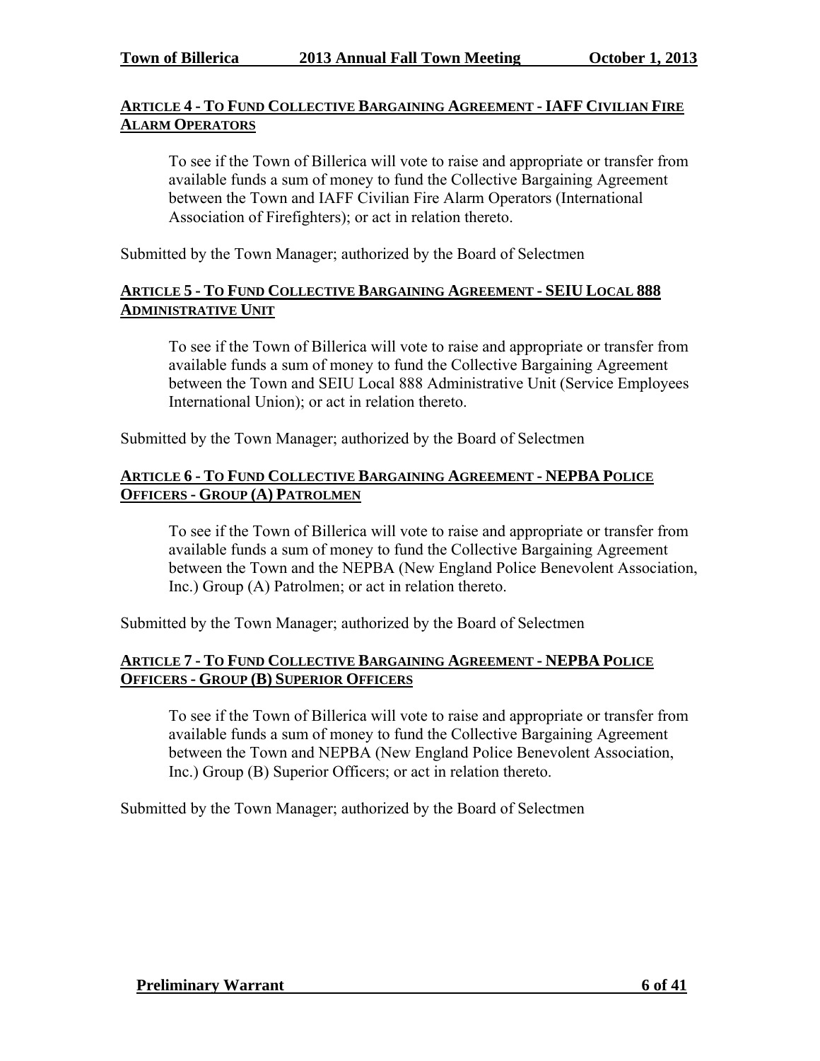## ARTICLE 4 - TO FUND COLLECTIVE BARGAINING AGREEMENT - IAFF CIVILIAN FIRE ALARM OPERATORS

To see if the Town of Billerica will vote to raise and appropriate or transfer from available funds a sum of money to fund the Collective Bargaining Agreement between the Town and IAFF Civilian Fire Alarm Operators (International Association of Firefighters); or act in relation thereto.

Submitted by the Town Manager; authorized by the Board of Selectmen

## ARTICLE 5 - TO FUND COLLECTIVE BARGAINING AGREEMENT - SEIU LOCAL 888 ADMINISTRATIVE UNIT

To see if the Town of Billerica will vote to raise and appropriate or transfer from available funds a sum of money to fund the Collective Bargaining Agreement between the Town and SEIU Local 888 Administrative Unit (Service Employees International Union); or act in relation thereto.

Submitted by the Town Manager; authorized by the Board of Selectmen

## ARTICLE 6 - TO FUND COLLECTIVE BARGAINING AGREEMENT - NEPBA POLICE OFFICERS - GROUP (A) PATROLMEN

To see if the Town of Billerica will vote to raise and appropriate or transfer from available funds a sum of money to fund the Collective Bargaining Agreement between the Town and the NEPBA (New England Police Benevolent Association, Inc.) Group (A) Patrolmen; or act in relation thereto.

Submitted by the Town Manager; authorized by the Board of Selectmen

## ARTICLE 7 - TO FUND COLLECTIVE BARGAINING AGREEMENT - NEPBA POLICE OFFICERS - GROUP (B) SUPERIOR OFFICERS

To see if the Town of Billerica will vote to raise and appropriate or transfer from available funds a sum of money to fund the Collective Bargaining Agreement between the Town and NEPBA (New England Police Benevolent Association, Inc.) Group (B) Superior Officers; or act in relation thereto.

Submitted by the Town Manager; authorized by the Board of Selectmen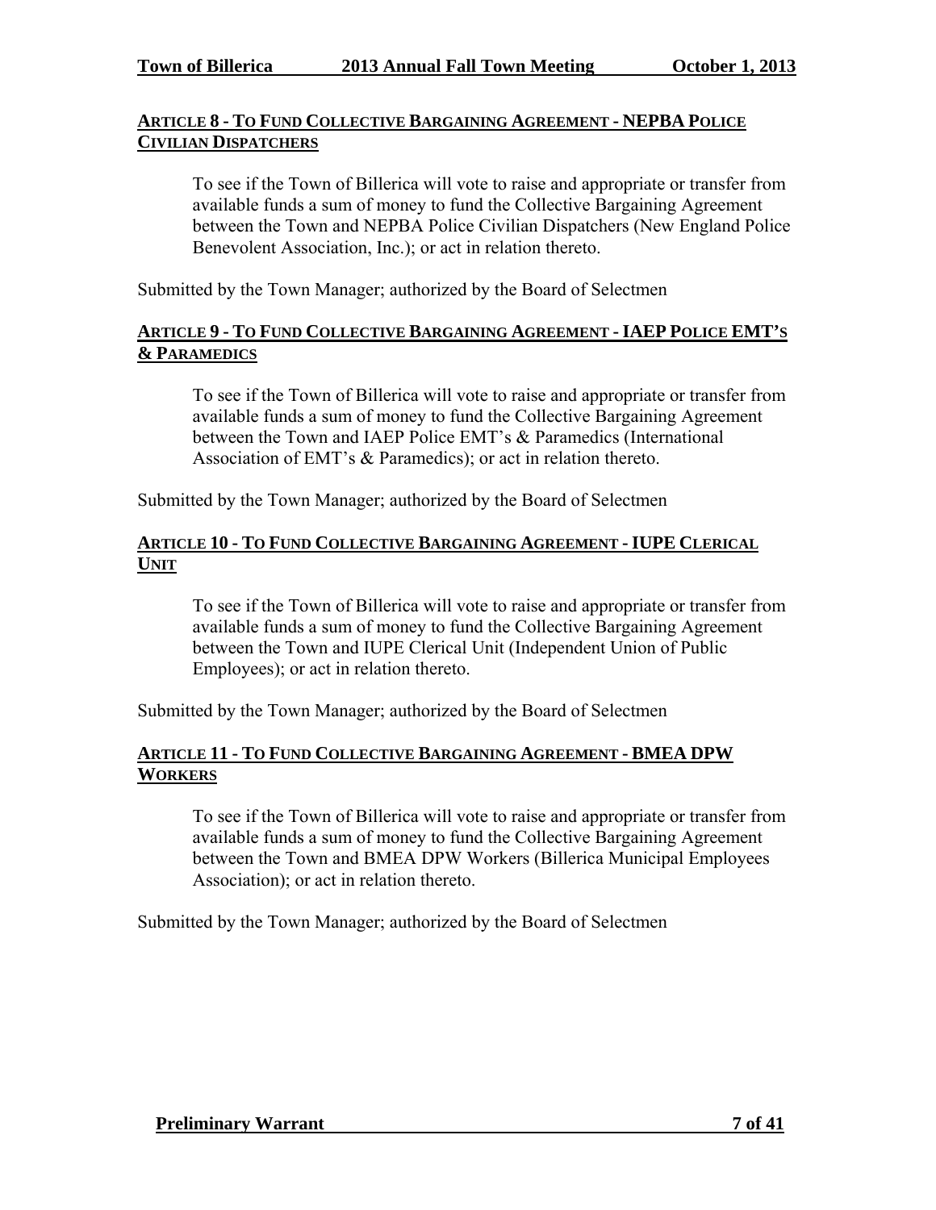## ARTICLE 8 - TO FUND COLLECTIVE BARGAINING AGREEMENT - NEPBA POLICE CIVILIAN DISPATCHERS

To see if the Town of Billerica will vote to raise and appropriate or transfer from available funds a sum of money to fund the Collective Bargaining Agreement between the Town and NEPBA Police Civilian Dispatchers (New England Police Benevolent Association, Inc.); or act in relation thereto.

Submitted by the Town Manager; authorized by the Board of Selectmen

## ARTICLE 9 - TO FUND COLLECTIVE BARGAINING AGREEMENT - IAEP POLICE EMT'S & PARAMEDICS

To see if the Town of Billerica will vote to raise and appropriate or transfer from available funds a sum of money to fund the Collective Bargaining Agreement between the Town and IAEP Police EMT's & Paramedics (International Association of EMT's & Paramedics); or act in relation thereto.

Submitted by the Town Manager; authorized by the Board of Selectmen

## ARTICLE 10 - TO FUND COLLECTIVE BARGAINING AGREEMENT - IUPE CLERICAL UNIT

To see if the Town of Billerica will vote to raise and appropriate or transfer from available funds a sum of money to fund the Collective Bargaining Agreement between the Town and IUPE Clerical Unit (Independent Union of Public Employees); or act in relation thereto.

Submitted by the Town Manager; authorized by the Board of Selectmen

## ARTICLE 11 - TO FUND COLLECTIVE BARGAINING AGREEMENT - BMEA DPW WORKERS

To see if the Town of Billerica will vote to raise and appropriate or transfer from available funds a sum of money to fund the Collective Bargaining Agreement between the Town and BMEA DPW Workers (Billerica Municipal Employees Association); or act in relation thereto.

Submitted by the Town Manager; authorized by the Board of Selectmen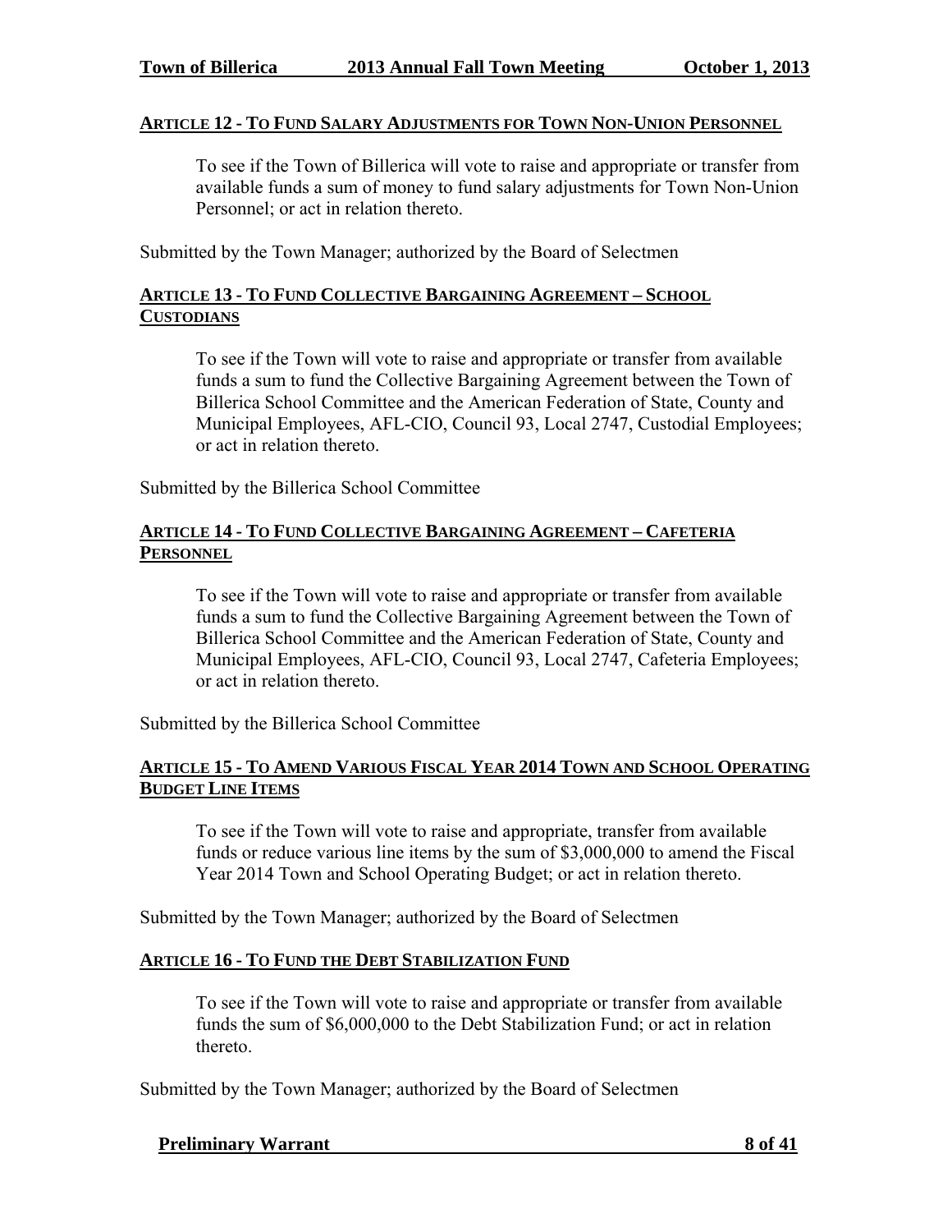## ARTICLE 12 - TO FUND SALARY ADJUSTMENTS FOR TOWN NON-UNION PERSONNEL

To see if the Town of Billerica will vote to raise and appropriate or transfer from available funds a sum of money to fund salary adjustments for Town Non-Union Personnel; or act in relation thereto.

Submitted by the Town Manager; authorized by the Board of Selectmen

## ARTICLE 13 - TO FUND COLLECTIVE BARGAINING AGREEMENT – SCHOOL CUSTODIANS

To see if the Town will vote to raise and appropriate or transfer from available funds a sum to fund the Collective Bargaining Agreement between the Town of Billerica School Committee and the American Federation of State, County and Municipal Employees, AFL-CIO, Council 93, Local 2747, Custodial Employees; or act in relation thereto.

Submitted by the Billerica School Committee

## ARTICLE 14 - TO FUND COLLECTIVE BARGAINING AGREEMENT – CAFETERIA PERSONNEL

To see if the Town will vote to raise and appropriate or transfer from available funds a sum to fund the Collective Bargaining Agreement between the Town of Billerica School Committee and the American Federation of State, County and Municipal Employees, AFL-CIO, Council 93, Local 2747, Cafeteria Employees; or act in relation thereto.

Submitted by the Billerica School Committee

## ARTICLE 15 - TO AMEND VARIOUS FISCAL YEAR 2014 TOWN AND SCHOOL OPERATING BUDGET LINE ITEMS

To see if the Town will vote to raise and appropriate, transfer from available funds or reduce various line items by the sum of $3,000,000 to amend the Fiscal Year 2014 Town and School Operating Budget; or act in relation thereto.

Submitted by the Town Manager; authorized by the Board of Selectmen

## ARTICLE 16 - TO FUND THE DEBT STABILIZATION FUND

To see if the Town will vote to raise and appropriate or transfer from available funds the sum of $6,000,000 to the Debt Stabilization Fund; or act in relation thereto.

Submitted by the Town Manager; authorized by the Board of Selectmen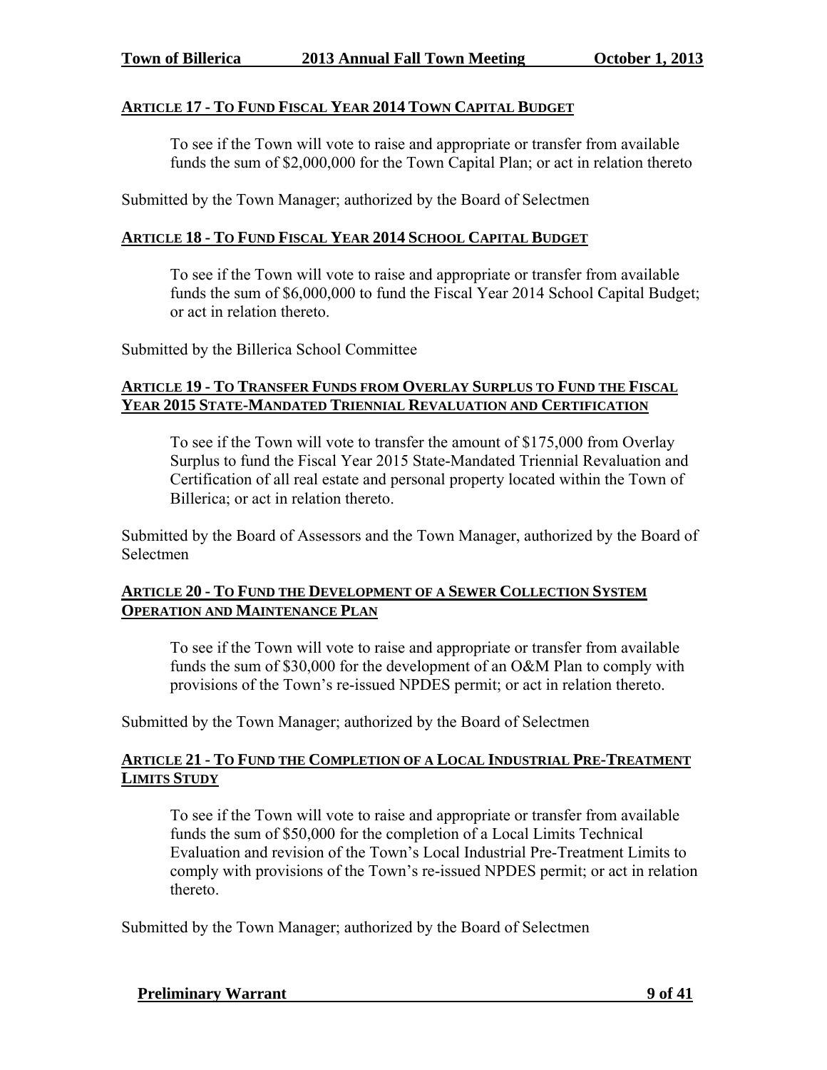### ARTICLE 17 - TO FUND FISCAL YEAR 2014 TOWN CAPITAL BUDGET

To see if the Town will vote to raise and appropriate or transfer from available funds the sum of $2,000,000 for the Town Capital Plan; or act in relation thereto

Submitted by the Town Manager; authorized by the Board of Selectmen

### ARTICLE 18 - TO FUND FISCAL YEAR 2014 SCHOOL CAPITAL BUDGET

To see if the Town will vote to raise and appropriate or transfer from available funds the sum of $6,000,000 to fund the Fiscal Year 2014 School Capital Budget; or act in relation thereto.

Submitted by the Billerica School Committee

### ARTICLE 19 - TO TRANSFER FUNDS FROM OVERLAY SURPLUS TO FUND THE FISCAL YEAR 2015 STATE-MANDATED TRIENNIAL REVALUATION AND CERTIFICATION

To see if the Town will vote to transfer the amount of $175,000 from Overlay Surplus to fund the Fiscal Year 2015 State-Mandated Triennial Revaluation and Certification of all real estate and personal property located within the Town of Billerica; or act in relation thereto.

Submitted by the Board of Assessors and the Town Manager, authorized by the Board of Selectmen

### ARTICLE 20 - TO FUND THE DEVELOPMENT OF A SEWER COLLECTION SYSTEM OPERATION AND MAINTENANCE PLAN

To see if the Town will vote to raise and appropriate or transfer from available funds the sum of $30,000 for the development of an O&M Plan to comply with provisions of the Town's re-issued NPDES permit; or act in relation thereto.

Submitted by the Town Manager; authorized by the Board of Selectmen

### ARTICLE 21 - TO FUND THE COMPLETION OF A LOCAL INDUSTRIAL PRE-TREATMENT LIMITS STUDY

To see if the Town will vote to raise and appropriate or transfer from available funds the sum of $50,000 for the completion of a Local Limits Technical Evaluation and revision of the Town's Local Industrial Pre-Treatment Limits to comply with provisions of the Town's re-issued NPDES permit; or act in relation thereto.

Submitted by the Town Manager; authorized by the Board of Selectmen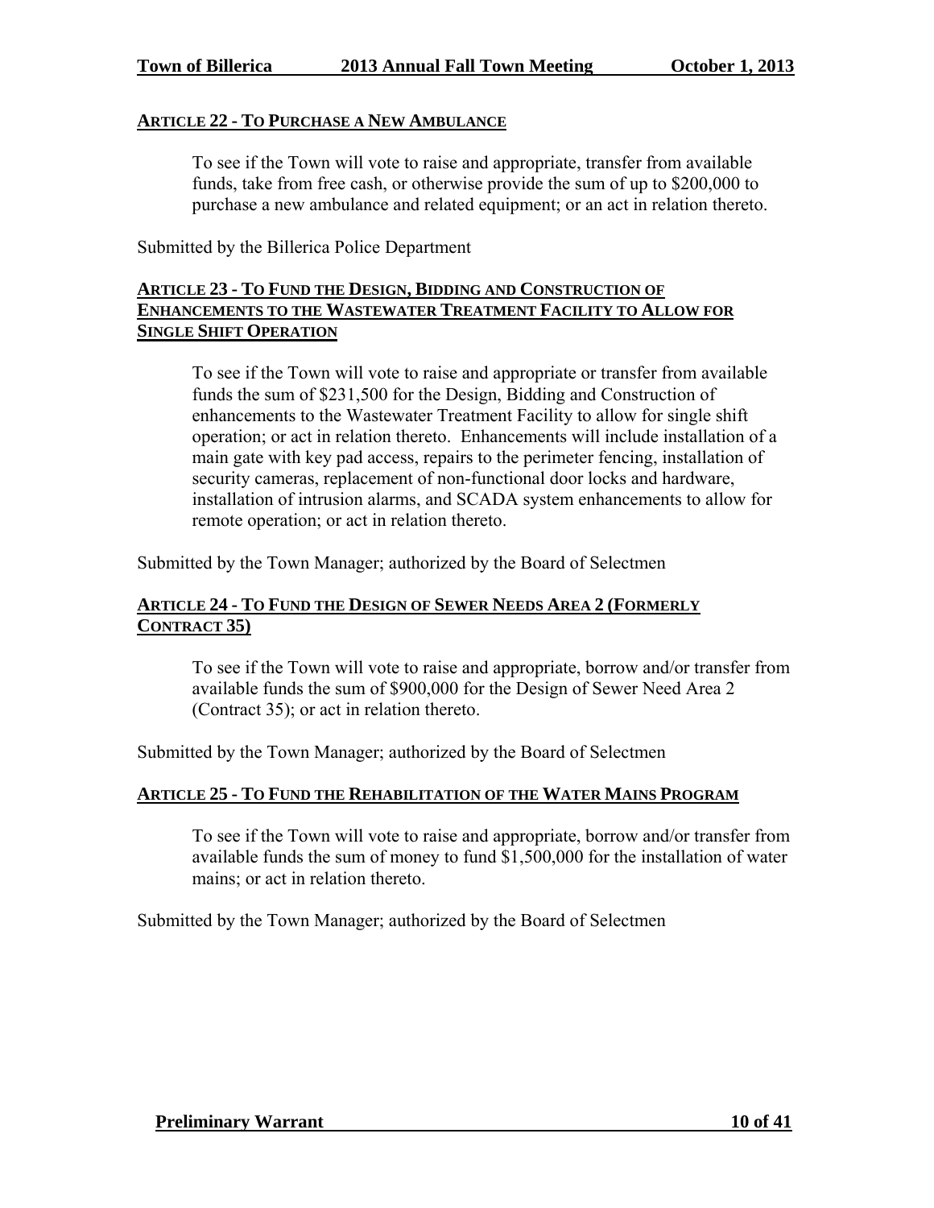## ARTICLE 22 - TO PURCHASE A NEW AMBULANCE

To see if the Town will vote to raise and appropriate, transfer from available funds, take from free cash, or otherwise provide the sum of up to $200,000 to purchase a new ambulance and related equipment; or an act in relation thereto.

Submitted by the Billerica Police Department

## ARTICLE 23 - TO FUND THE DESIGN, BIDDING AND CONSTRUCTION OF ENHANCEMENTS TO THE WASTEWATER TREATMENT FACILITY TO ALLOW FOR SINGLE SHIFT OPERATION

To see if the Town will vote to raise and appropriate or transfer from available funds the sum of $231,500 for the Design, Bidding and Construction of enhancements to the Wastewater Treatment Facility to allow for single shift operation; or act in relation thereto. Enhancements will include installation of a main gate with key pad access, repairs to the perimeter fencing, installation of security cameras, replacement of non-functional door locks and hardware, installation of intrusion alarms, and SCADA system enhancements to allow for remote operation; or act in relation thereto.

Submitted by the Town Manager; authorized by the Board of Selectmen

## ARTICLE 24 - TO FUND THE DESIGN OF SEWER NEEDS AREA 2 (FORMERLY CONTRACT 35)

To see if the Town will vote to raise and appropriate, borrow and/or transfer from available funds the sum of $900,000 for the Design of Sewer Need Area 2 (Contract 35); or act in relation thereto.

Submitted by the Town Manager; authorized by the Board of Selectmen

## ARTICLE 25 - TO FUND THE REHABILITATION OF THE WATER MAINS PROGRAM

To see if the Town will vote to raise and appropriate, borrow and/or transfer from available funds the sum of money to fund $1,500,000 for the installation of water mains; or act in relation thereto.

Submitted by the Town Manager; authorized by the Board of Selectmen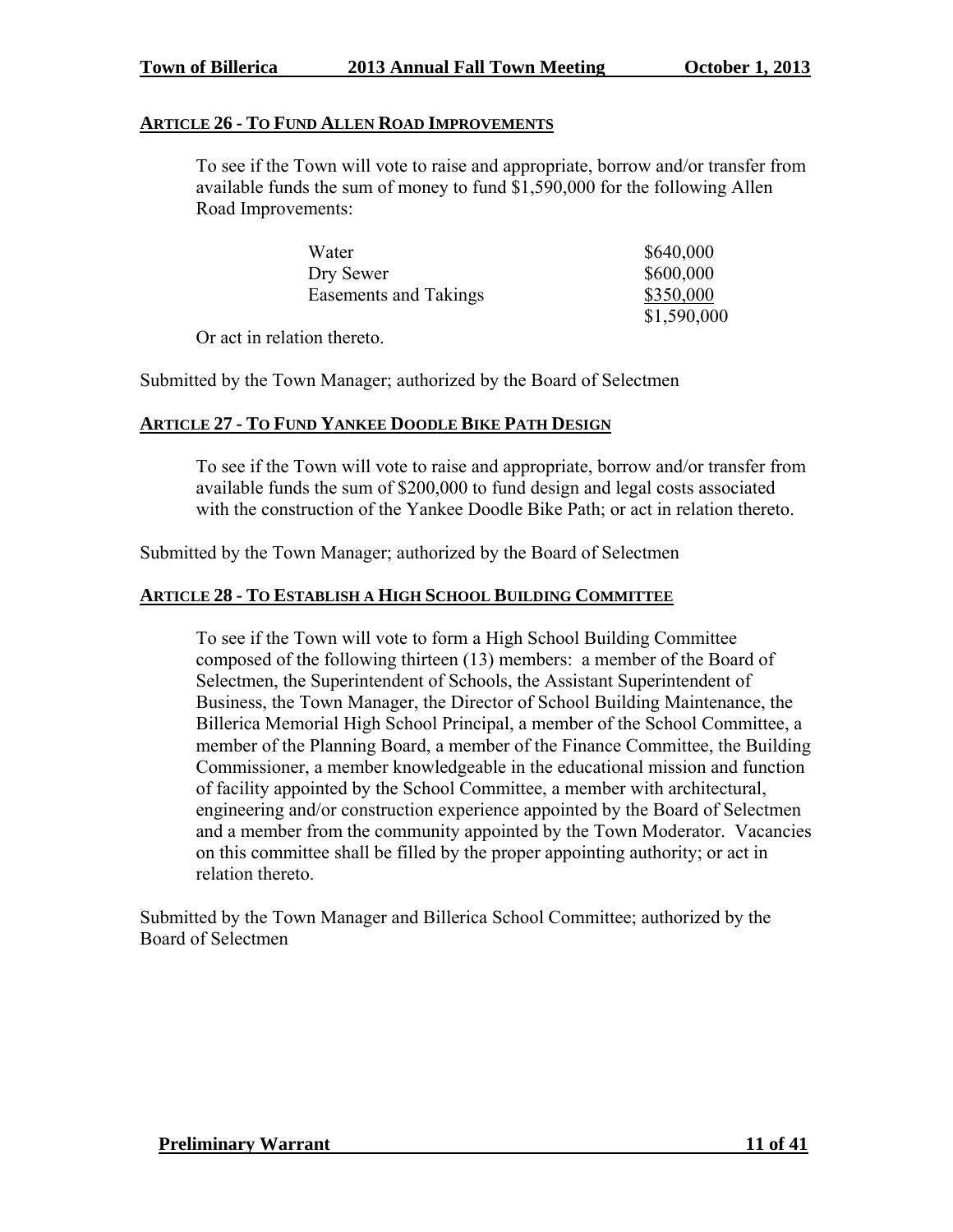## ARTICLE 26 - TO FUND ALLEN ROAD IMPROVEMENTS

To see if the Town will vote to raise and appropriate, borrow and/or transfer from available funds the sum of money to fund $1,590,000 for the following Allen Road Improvements:

| | |
|---|---|
| Water | $640,000 |
| Dry Sewer | $600,000 |
| Easements and Takings | $350,000 |
| | $1,590,000 |

Or act in relation thereto.

Submitted by the Town Manager; authorized by the Board of Selectmen

## ARTICLE 27 - TO FUND YANKEE DOODLE BIKE PATH DESIGN

To see if the Town will vote to raise and appropriate, borrow and/or transfer from available funds the sum of $200,000 to fund design and legal costs associated with the construction of the Yankee Doodle Bike Path; or act in relation thereto.

Submitted by the Town Manager; authorized by the Board of Selectmen

## ARTICLE 28 - TO ESTABLISH A HIGH SCHOOL BUILDING COMMITTEE

To see if the Town will vote to form a High School Building Committee composed of the following thirteen (13) members: a member of the Board of Selectmen, the Superintendent of Schools, the Assistant Superintendent of Business, the Town Manager, the Director of School Building Maintenance, the Billerica Memorial High School Principal, a member of the School Committee, a member of the Planning Board, a member of the Finance Committee, the Building Commissioner, a member knowledgeable in the educational mission and function of facility appointed by the School Committee, a member with architectural, engineering and/or construction experience appointed by the Board of Selectmen and a member from the community appointed by the Town Moderator. Vacancies on this committee shall be filled by the proper appointing authority; or act in relation thereto.

Submitted by the Town Manager and Billerica School Committee; authorized by the Board of Selectmen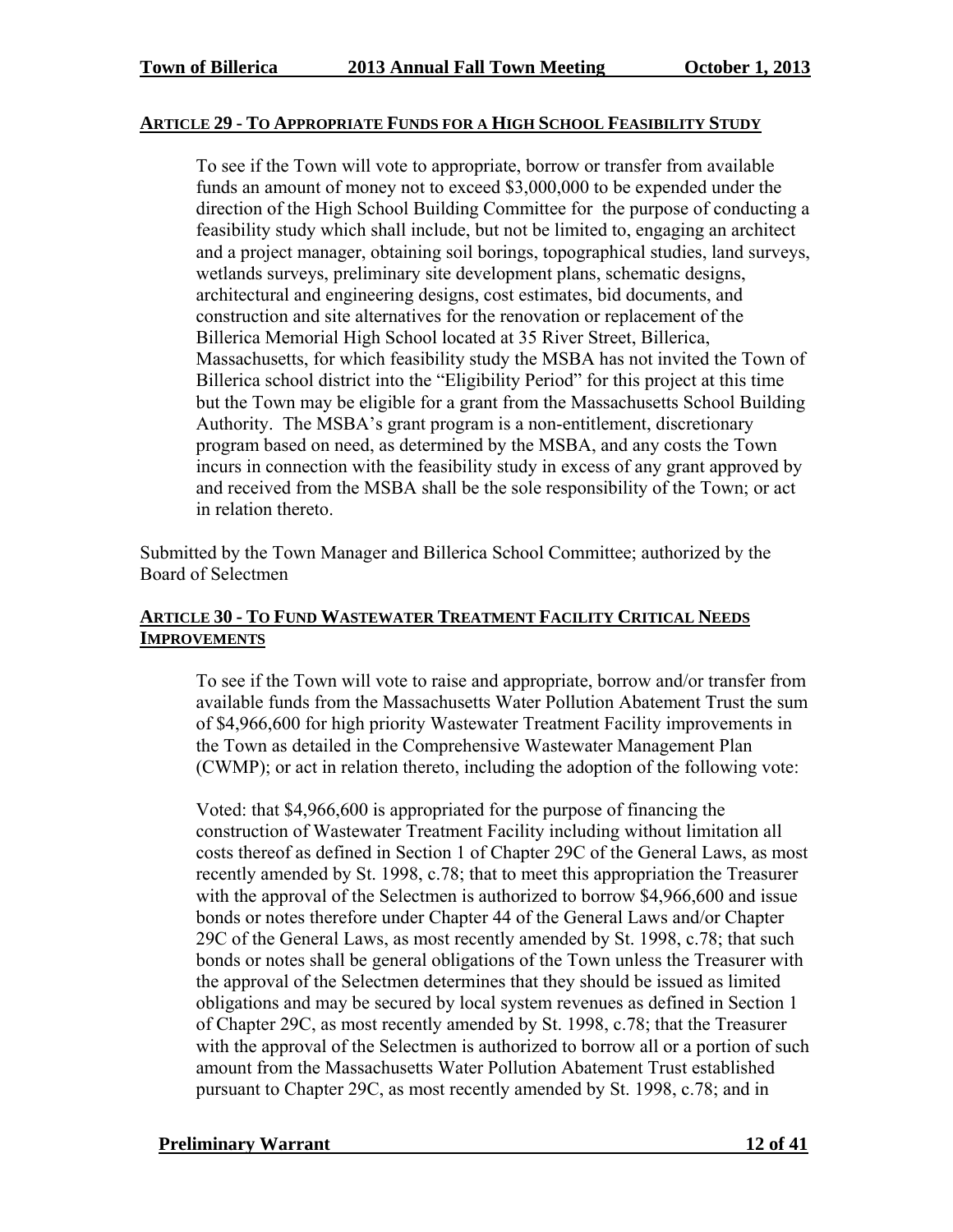## ARTICLE 29 - TO APPROPRIATE FUNDS FOR A HIGH SCHOOL FEASIBILITY STUDY

To see if the Town will vote to appropriate, borrow or transfer from available funds an amount of money not to exceed $3,000,000 to be expended under the direction of the High School Building Committee for the purpose of conducting a feasibility study which shall include, but not be limited to, engaging an architect and a project manager, obtaining soil borings, topographical studies, land surveys, wetlands surveys, preliminary site development plans, schematic designs, architectural and engineering designs, cost estimates, bid documents, and construction and site alternatives for the renovation or replacement of the Billerica Memorial High School located at 35 River Street, Billerica, Massachusetts, for which feasibility study the MSBA has not invited the Town of Billerica school district into the "Eligibility Period" for this project at this time but the Town may be eligible for a grant from the Massachusetts School Building Authority. The MSBA's grant program is a non-entitlement, discretionary program based on need, as determined by the MSBA, and any costs the Town incurs in connection with the feasibility study in excess of any grant approved by and received from the MSBA shall be the sole responsibility of the Town; or act in relation thereto.

Submitted by the Town Manager and Billerica School Committee; authorized by the Board of Selectmen

## ARTICLE 30 - TO FUND WASTEWATER TREATMENT FACILITY CRITICAL NEEDS IMPROVEMENTS

To see if the Town will vote to raise and appropriate, borrow and/or transfer from available funds from the Massachusetts Water Pollution Abatement Trust the sum of $4,966,600 for high priority Wastewater Treatment Facility improvements in the Town as detailed in the Comprehensive Wastewater Management Plan (CWMP); or act in relation thereto, including the adoption of the following vote:

Voted: that $4,966,600 is appropriated for the purpose of financing the construction of Wastewater Treatment Facility including without limitation all costs thereof as defined in Section 1 of Chapter 29C of the General Laws, as most recently amended by St. 1998, c.78; that to meet this appropriation the Treasurer with the approval of the Selectmen is authorized to borrow $4,966,600 and issue bonds or notes therefore under Chapter 44 of the General Laws and/or Chapter 29C of the General Laws, as most recently amended by St. 1998, c.78; that such bonds or notes shall be general obligations of the Town unless the Treasurer with the approval of the Selectmen determines that they should be issued as limited obligations and may be secured by local system revenues as defined in Section 1 of Chapter 29C, as most recently amended by St. 1998, c.78; that the Treasurer with the approval of the Selectmen is authorized to borrow all or a portion of such amount from the Massachusetts Water Pollution Abatement Trust established pursuant to Chapter 29C, as most recently amended by St. 1998, c.78; and in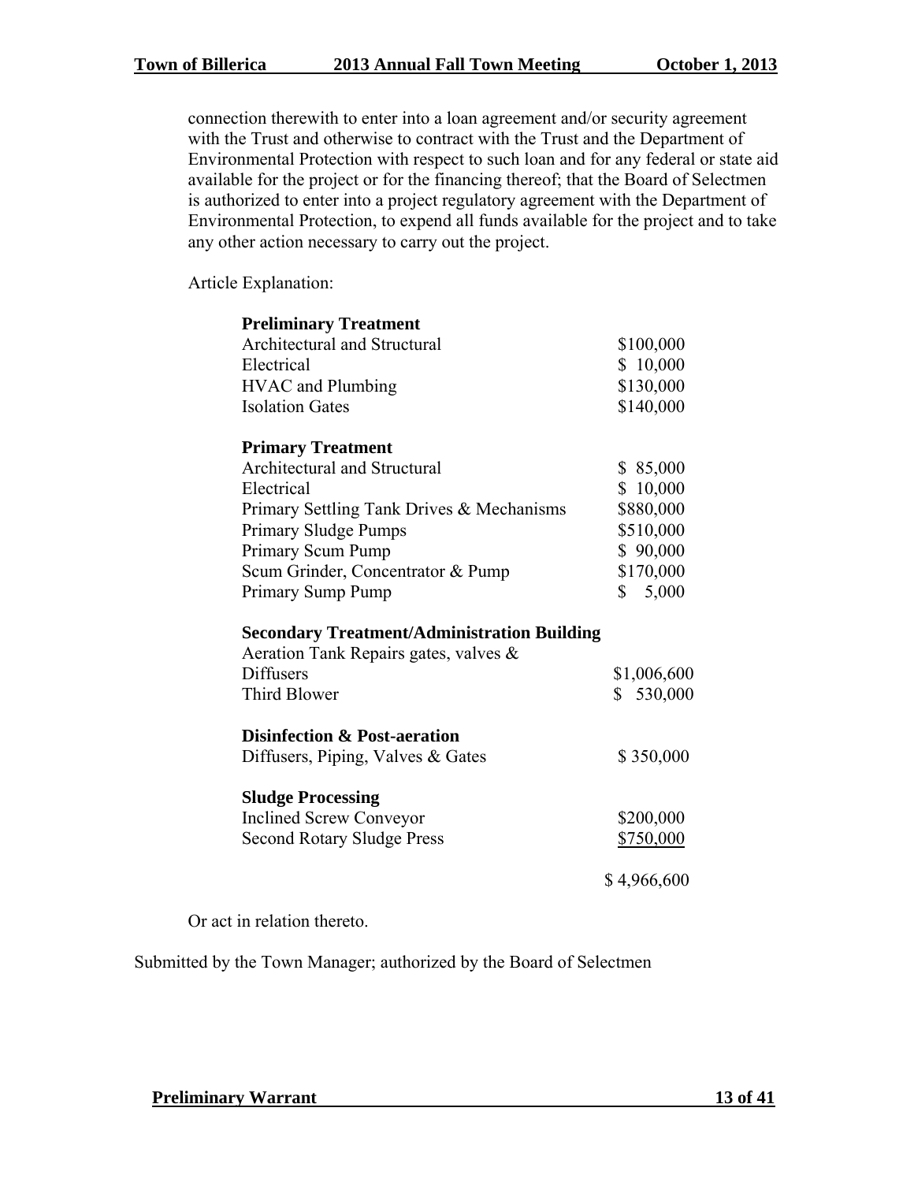connection therewith to enter into a loan agreement and/or security agreement with the Trust and otherwise to contract with the Trust and the Department of Environmental Protection with respect to such loan and for any federal or state aid available for the project or for the financing thereof; that the Board of Selectmen is authorized to enter into a project regulatory agreement with the Department of Environmental Protection, to expend all funds available for the project and to take any other action necessary to carry out the project.

Article Explanation:

| | |
|---|---|
| **Preliminary Treatment** | |
| Architectural and Structural | $100,000 |
| Electrical | $ 10,000 |
| HVAC and Plumbing | $130,000 |
| Isolation Gates | $140,000 |
| **Primary Treatment** | |
| Architectural and Structural | $ 85,000 |
| Electrical | $ 10,000 |
| Primary Settling Tank Drives & Mechanisms | $880,000 |
| Primary Sludge Pumps | $510,000 |
| Primary Scum Pump | $ 90,000 |
| Scum Grinder, Concentrator & Pump | $170,000 |
| Primary Sump Pump | $ 5,000 |
| **Secondary Treatment/Administration Building** | |
| Aeration Tank Repairs gates, valves & Diffusers | $1,006,600 |
| Third Blower | $ 530,000 |
| **Disinfection & Post-aeration** | |
| Diffusers, Piping, Valves & Gates | $ 350,000 |
| **Sludge Processing** | |
| Inclined Screw Conveyor | $200,000 |
| Second Rotary Sludge Press | $750,000 |
| | $ 4,966,600 |

Or act in relation thereto.

Submitted by the Town Manager; authorized by the Board of Selectmen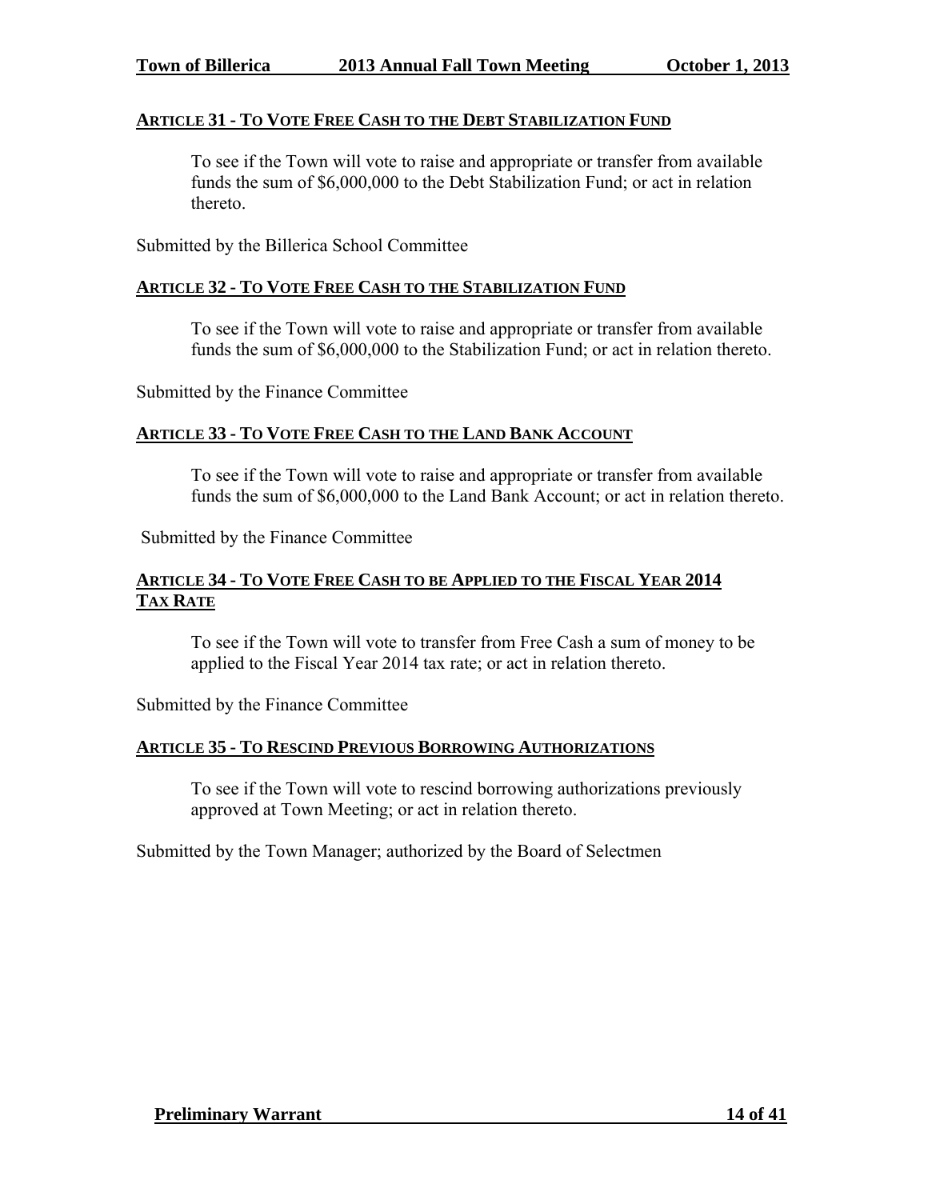## ARTICLE 31 - TO VOTE FREE CASH TO THE DEBT STABILIZATION FUND

To see if the Town will vote to raise and appropriate or transfer from available funds the sum of $6,000,000 to the Debt Stabilization Fund; or act in relation thereto.

Submitted by the Billerica School Committee

## ARTICLE 32 - TO VOTE FREE CASH TO THE STABILIZATION FUND

To see if the Town will vote to raise and appropriate or transfer from available funds the sum of $6,000,000 to the Stabilization Fund; or act in relation thereto.

Submitted by the Finance Committee

## ARTICLE 33 - TO VOTE FREE CASH TO THE LAND BANK ACCOUNT

To see if the Town will vote to raise and appropriate or transfer from available funds the sum of $6,000,000 to the Land Bank Account; or act in relation thereto.

Submitted by the Finance Committee

## ARTICLE 34 - TO VOTE FREE CASH TO BE APPLIED TO THE FISCAL YEAR 2014 TAX RATE

To see if the Town will vote to transfer from Free Cash a sum of money to be applied to the Fiscal Year 2014 tax rate; or act in relation thereto.

Submitted by the Finance Committee

## ARTICLE 35 - TO RESCIND PREVIOUS BORROWING AUTHORIZATIONS

To see if the Town will vote to rescind borrowing authorizations previously approved at Town Meeting; or act in relation thereto.

Submitted by the Town Manager; authorized by the Board of Selectmen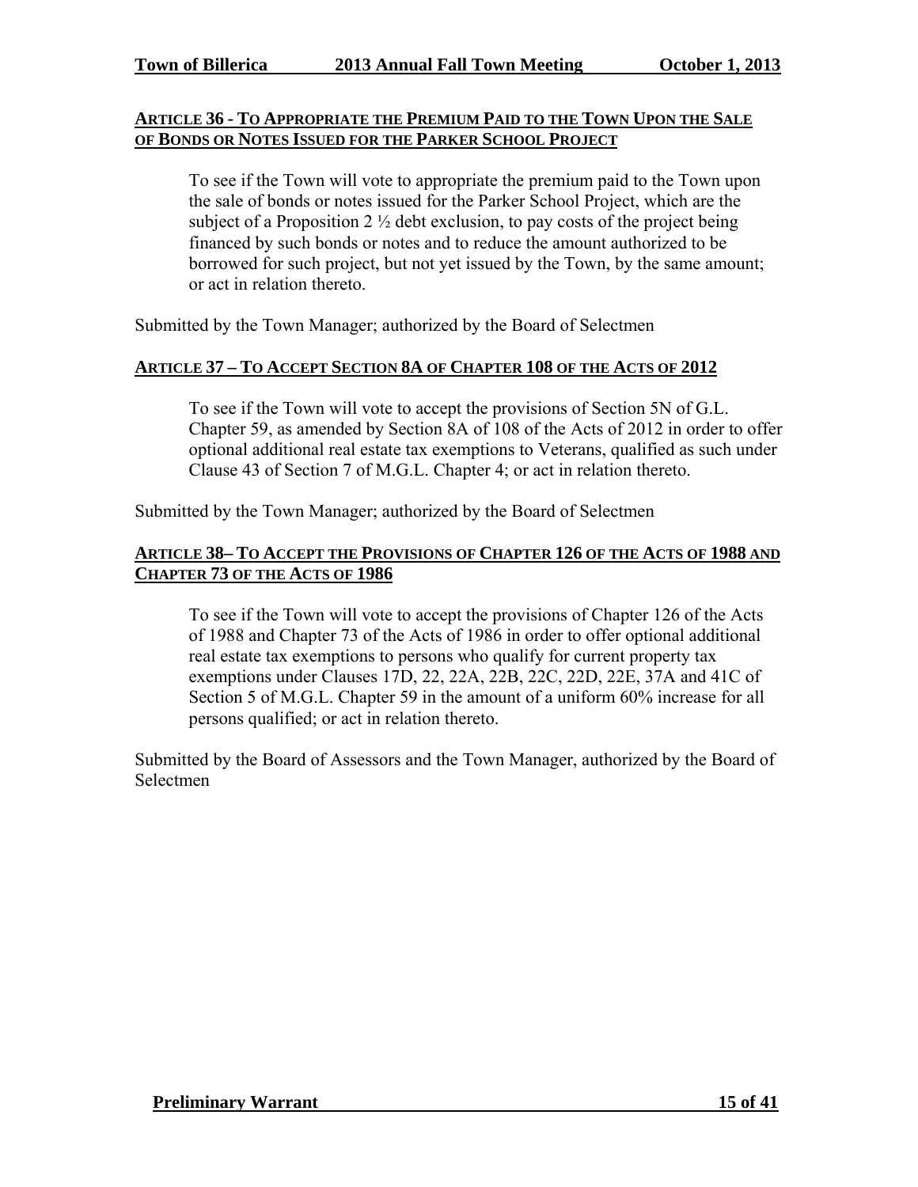## ARTICLE 36 - TO APPROPRIATE THE PREMIUM PAID TO THE TOWN UPON THE SALE OF BONDS OR NOTES ISSUED FOR THE PARKER SCHOOL PROJECT

To see if the Town will vote to appropriate the premium paid to the Town upon the sale of bonds or notes issued for the Parker School Project, which are the subject of a Proposition 2 ½ debt exclusion, to pay costs of the project being financed by such bonds or notes and to reduce the amount authorized to be borrowed for such project, but not yet issued by the Town, by the same amount; or act in relation thereto.

Submitted by the Town Manager; authorized by the Board of Selectmen

## ARTICLE 37 – TO ACCEPT SECTION 8A OF CHAPTER 108 OF THE ACTS OF 2012

To see if the Town will vote to accept the provisions of Section 5N of G.L. Chapter 59, as amended by Section 8A of 108 of the Acts of 2012 in order to offer optional additional real estate tax exemptions to Veterans, qualified as such under Clause 43 of Section 7 of M.G.L. Chapter 4; or act in relation thereto.

Submitted by the Town Manager; authorized by the Board of Selectmen

## ARTICLE 38– TO ACCEPT THE PROVISIONS OF CHAPTER 126 OF THE ACTS OF 1988 AND CHAPTER 73 OF THE ACTS OF 1986

To see if the Town will vote to accept the provisions of Chapter 126 of the Acts of 1988 and Chapter 73 of the Acts of 1986 in order to offer optional additional real estate tax exemptions to persons who qualify for current property tax exemptions under Clauses 17D, 22, 22A, 22B, 22C, 22D, 22E, 37A and 41C of Section 5 of M.G.L. Chapter 59 in the amount of a uniform 60% increase for all persons qualified; or act in relation thereto.

Submitted by the Board of Assessors and the Town Manager, authorized by the Board of Selectmen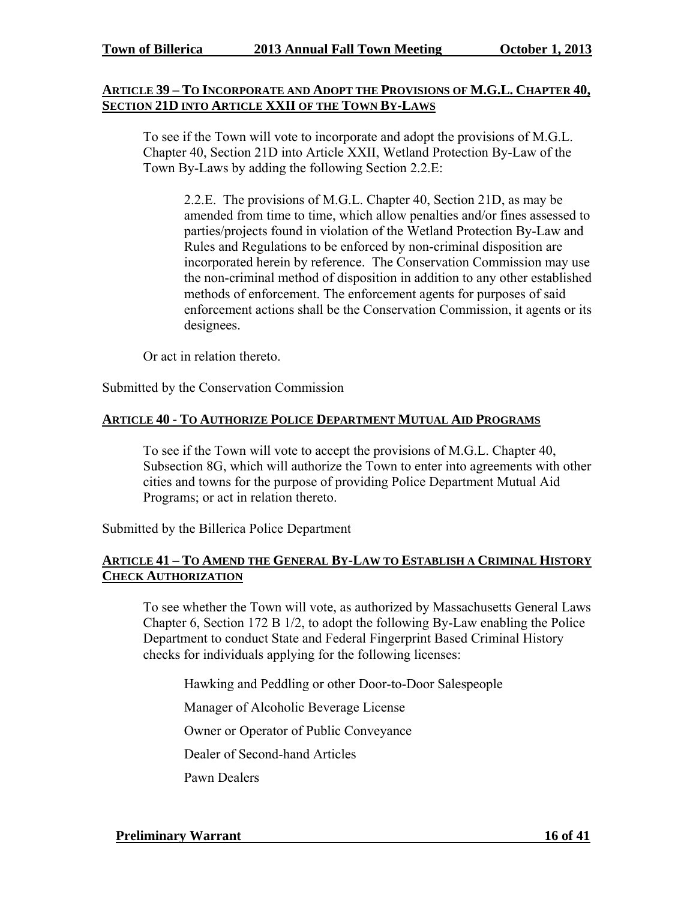## ARTICLE 39 – TO INCORPORATE AND ADOPT THE PROVISIONS OF M.G.L. CHAPTER 40, SECTION 21D INTO ARTICLE XXII OF THE TOWN BY-LAWS

To see if the Town will vote to incorporate and adopt the provisions of M.G.L. Chapter 40, Section 21D into Article XXII, Wetland Protection By-Law of the Town By-Laws by adding the following Section 2.2.E:

> 2.2.E. The provisions of M.G.L. Chapter 40, Section 21D, as may be amended from time to time, which allow penalties and/or fines assessed to parties/projects found in violation of the Wetland Protection By-Law and Rules and Regulations to be enforced by non-criminal disposition are incorporated herein by reference. The Conservation Commission may use the non-criminal method of disposition in addition to any other established methods of enforcement. The enforcement agents for purposes of said enforcement actions shall be the Conservation Commission, it agents or its designees.

Or act in relation thereto.

Submitted by the Conservation Commission

## ARTICLE 40 - TO AUTHORIZE POLICE DEPARTMENT MUTUAL AID PROGRAMS

To see if the Town will vote to accept the provisions of M.G.L. Chapter 40, Subsection 8G, which will authorize the Town to enter into agreements with other cities and towns for the purpose of providing Police Department Mutual Aid Programs; or act in relation thereto.

Submitted by the Billerica Police Department

## ARTICLE 41 – TO AMEND THE GENERAL BY-LAW TO ESTABLISH A CRIMINAL HISTORY CHECK AUTHORIZATION

To see whether the Town will vote, as authorized by Massachusetts General Laws Chapter 6, Section 172 B 1/2, to adopt the following By-Law enabling the Police Department to conduct State and Federal Fingerprint Based Criminal History checks for individuals applying for the following licenses:

- Hawking and Peddling or other Door-to-Door Salespeople
- Manager of Alcoholic Beverage License
- Owner or Operator of Public Conveyance
- Dealer of Second-hand Articles
- Pawn Dealers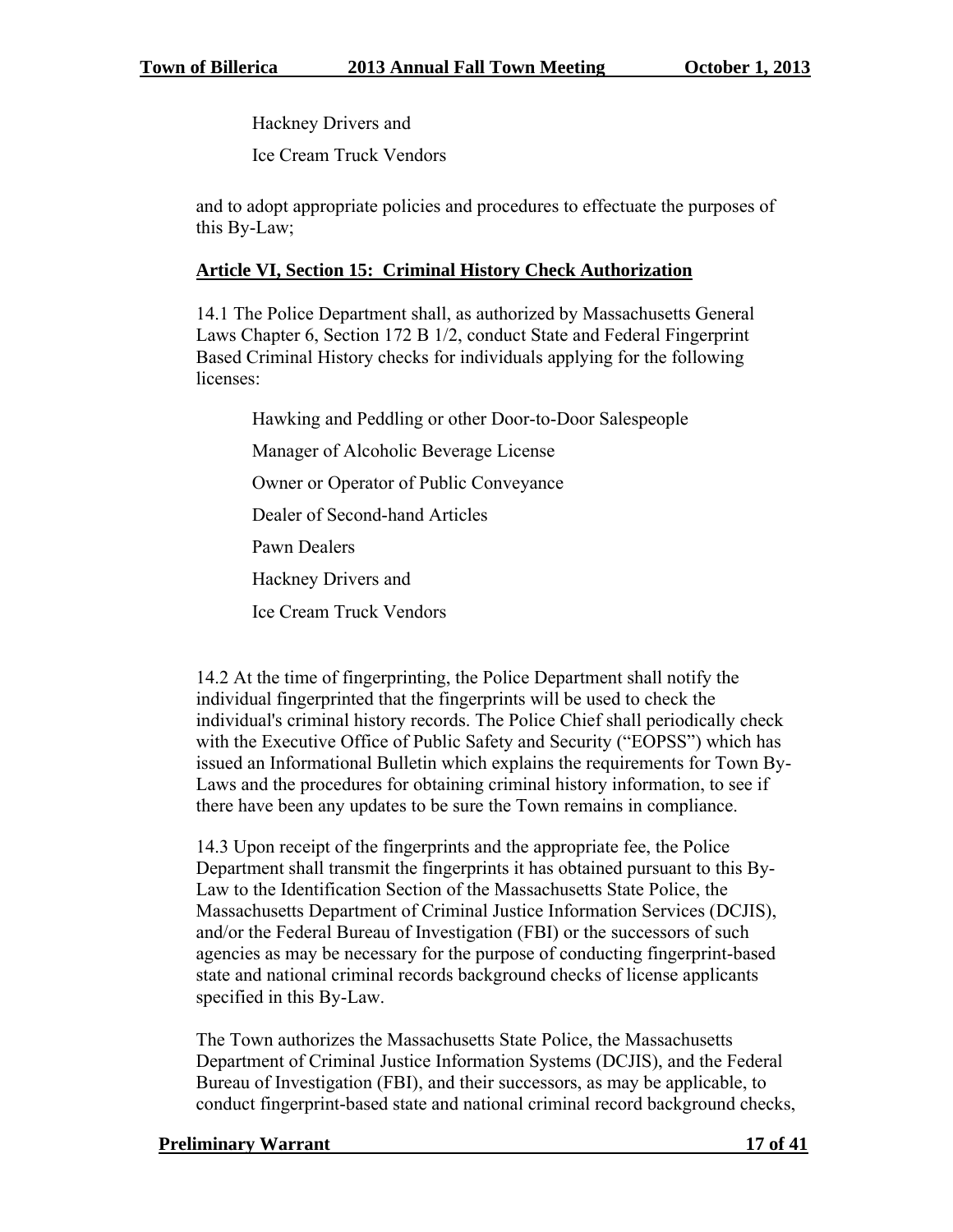Hackney Drivers and

Ice Cream Truck Vendors

and to adopt appropriate policies and procedures to effectuate the purposes of this By-Law;

**Article VI, Section 15: Criminal History Check Authorization**

14.1 The Police Department shall, as authorized by Massachusetts General Laws Chapter 6, Section 172 B 1/2, conduct State and Federal Fingerprint Based Criminal History checks for individuals applying for the following licenses:

Hawking and Peddling or other Door-to-Door Salespeople

Manager of Alcoholic Beverage License

Owner or Operator of Public Conveyance

Dealer of Second-hand Articles

Pawn Dealers

Hackney Drivers and

Ice Cream Truck Vendors

14.2 At the time of fingerprinting, the Police Department shall notify the individual fingerprinted that the fingerprints will be used to check the individual's criminal history records. The Police Chief shall periodically check with the Executive Office of Public Safety and Security ("EOPSS") which has issued an Informational Bulletin which explains the requirements for Town By-Laws and the procedures for obtaining criminal history information, to see if there have been any updates to be sure the Town remains in compliance.

14.3 Upon receipt of the fingerprints and the appropriate fee, the Police Department shall transmit the fingerprints it has obtained pursuant to this By-Law to the Identification Section of the Massachusetts State Police, the Massachusetts Department of Criminal Justice Information Services (DCJIS), and/or the Federal Bureau of Investigation (FBI) or the successors of such agencies as may be necessary for the purpose of conducting fingerprint-based state and national criminal records background checks of license applicants specified in this By-Law.

The Town authorizes the Massachusetts State Police, the Massachusetts Department of Criminal Justice Information Systems (DCJIS), and the Federal Bureau of Investigation (FBI), and their successors, as may be applicable, to conduct fingerprint-based state and national criminal record background checks,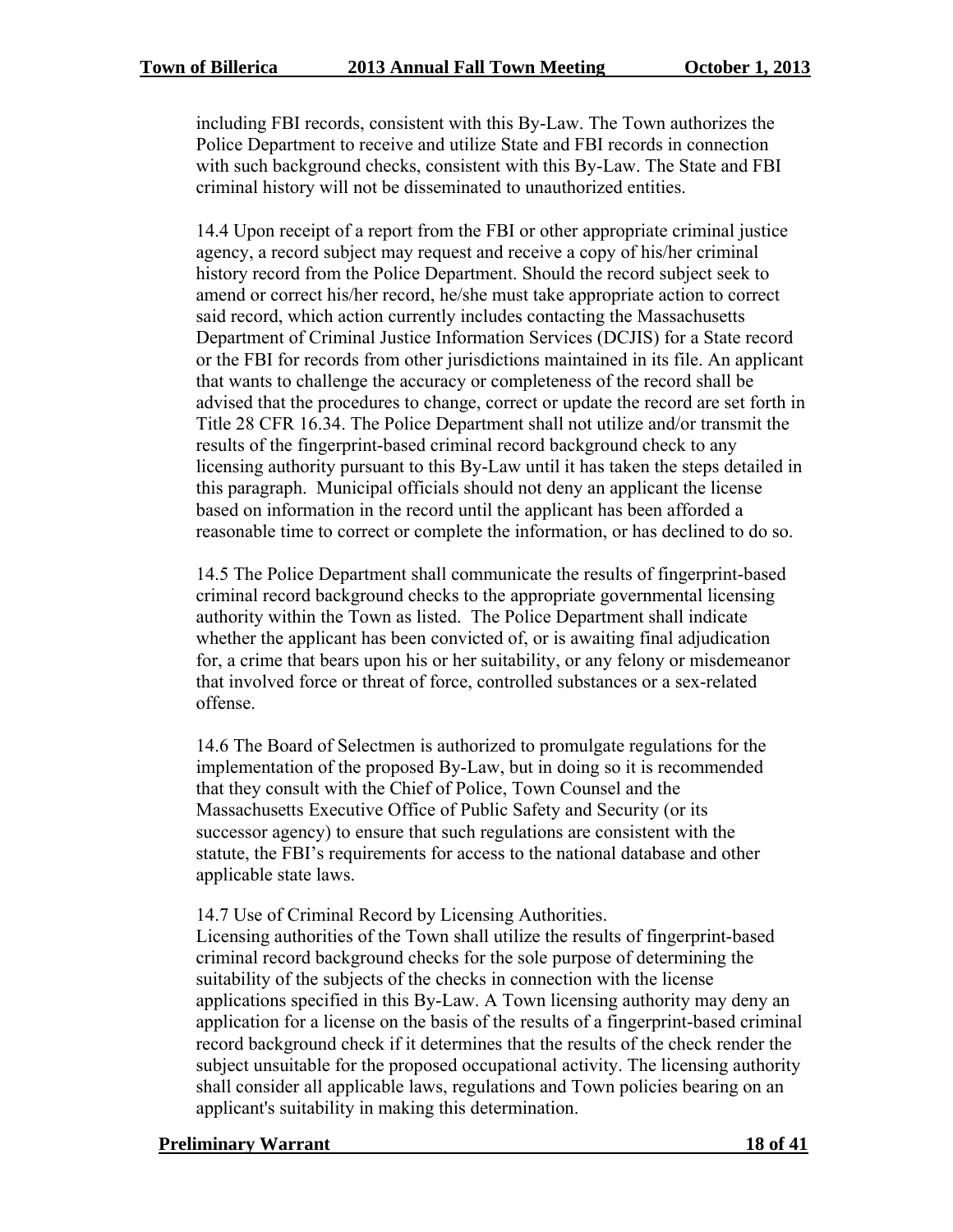including FBI records, consistent with this By-Law. The Town authorizes the Police Department to receive and utilize State and FBI records in connection with such background checks, consistent with this By-Law. The State and FBI criminal history will not be disseminated to unauthorized entities.

14.4 Upon receipt of a report from the FBI or other appropriate criminal justice agency, a record subject may request and receive a copy of his/her criminal history record from the Police Department. Should the record subject seek to amend or correct his/her record, he/she must take appropriate action to correct said record, which action currently includes contacting the Massachusetts Department of Criminal Justice Information Services (DCJIS) for a State record or the FBI for records from other jurisdictions maintained in its file. An applicant that wants to challenge the accuracy or completeness of the record shall be advised that the procedures to change, correct or update the record are set forth in Title 28 CFR 16.34. The Police Department shall not utilize and/or transmit the results of the fingerprint-based criminal record background check to any licensing authority pursuant to this By-Law until it has taken the steps detailed in this paragraph. Municipal officials should not deny an applicant the license based on information in the record until the applicant has been afforded a reasonable time to correct or complete the information, or has declined to do so.

14.5 The Police Department shall communicate the results of fingerprint-based criminal record background checks to the appropriate governmental licensing authority within the Town as listed. The Police Department shall indicate whether the applicant has been convicted of, or is awaiting final adjudication for, a crime that bears upon his or her suitability, or any felony or misdemeanor that involved force or threat of force, controlled substances or a sex-related offense.

14.6 The Board of Selectmen is authorized to promulgate regulations for the implementation of the proposed By-Law, but in doing so it is recommended that they consult with the Chief of Police, Town Counsel and the Massachusetts Executive Office of Public Safety and Security (or its successor agency) to ensure that such regulations are consistent with the statute, the FBI's requirements for access to the national database and other applicable state laws.

14.7 Use of Criminal Record by Licensing Authorities.
Licensing authorities of the Town shall utilize the results of fingerprint-based criminal record background checks for the sole purpose of determining the suitability of the subjects of the checks in connection with the license applications specified in this By-Law. A Town licensing authority may deny an application for a license on the basis of the results of a fingerprint-based criminal record background check if it determines that the results of the check render the subject unsuitable for the proposed occupational activity. The licensing authority shall consider all applicable laws, regulations and Town policies bearing on an applicant's suitability in making this determination.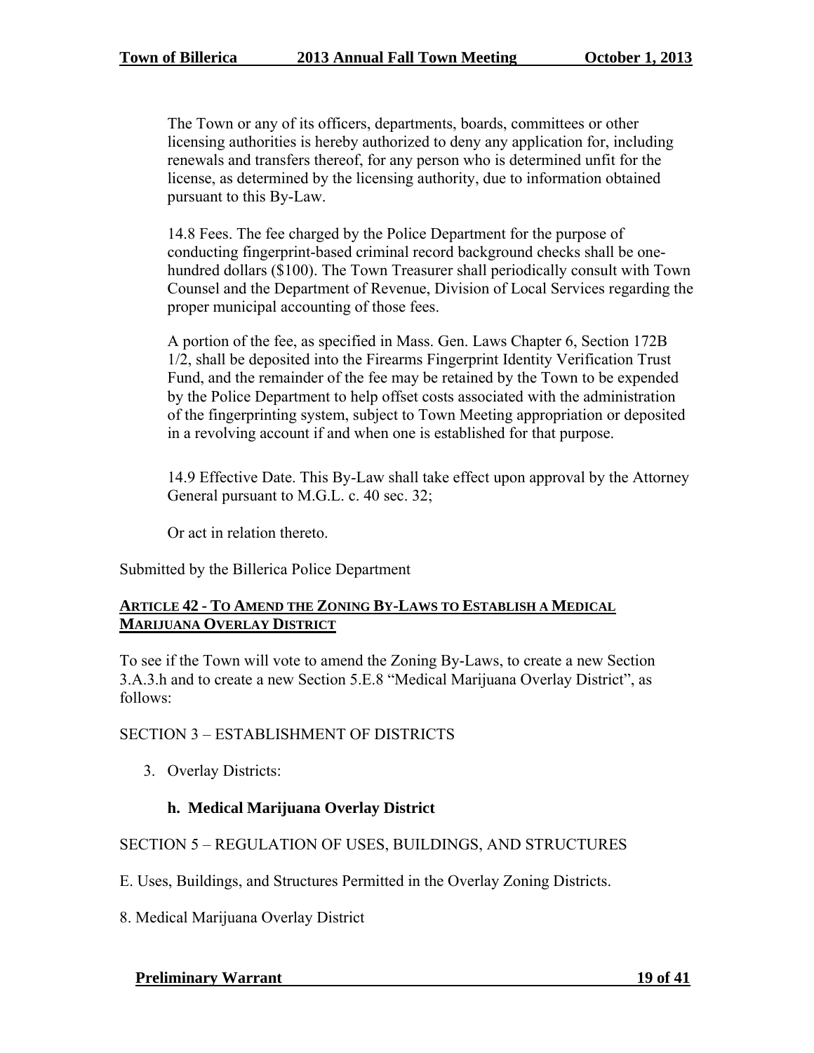The Town or any of its officers, departments, boards, committees or other licensing authorities is hereby authorized to deny any application for, including renewals and transfers thereof, for any person who is determined unfit for the license, as determined by the licensing authority, due to information obtained pursuant to this By-Law.

14.8 Fees. The fee charged by the Police Department for the purpose of conducting fingerprint-based criminal record background checks shall be one-hundred dollars ($100). The Town Treasurer shall periodically consult with Town Counsel and the Department of Revenue, Division of Local Services regarding the proper municipal accounting of those fees.

A portion of the fee, as specified in Mass. Gen. Laws Chapter 6, Section 172B 1/2, shall be deposited into the Firearms Fingerprint Identity Verification Trust Fund, and the remainder of the fee may be retained by the Town to be expended by the Police Department to help offset costs associated with the administration of the fingerprinting system, subject to Town Meeting appropriation or deposited in a revolving account if and when one is established for that purpose.

14.9 Effective Date. This By-Law shall take effect upon approval by the Attorney General pursuant to M.G.L. c. 40 sec. 32;

Or act in relation thereto.

Submitted by the Billerica Police Department

## ARTICLE 42 - TO AMEND THE ZONING BY-LAWS TO ESTABLISH A MEDICAL MARIJUANA OVERLAY DISTRICT

To see if the Town will vote to amend the Zoning By-Laws, to create a new Section 3.A.3.h and to create a new Section 5.E.8 "Medical Marijuana Overlay District", as follows:

SECTION 3 – ESTABLISHMENT OF DISTRICTS

3. Overlay Districts:

   **h. Medical Marijuana Overlay District**

SECTION 5 – REGULATION OF USES, BUILDINGS, AND STRUCTURES

E. Uses, Buildings, and Structures Permitted in the Overlay Zoning Districts.

8. Medical Marijuana Overlay District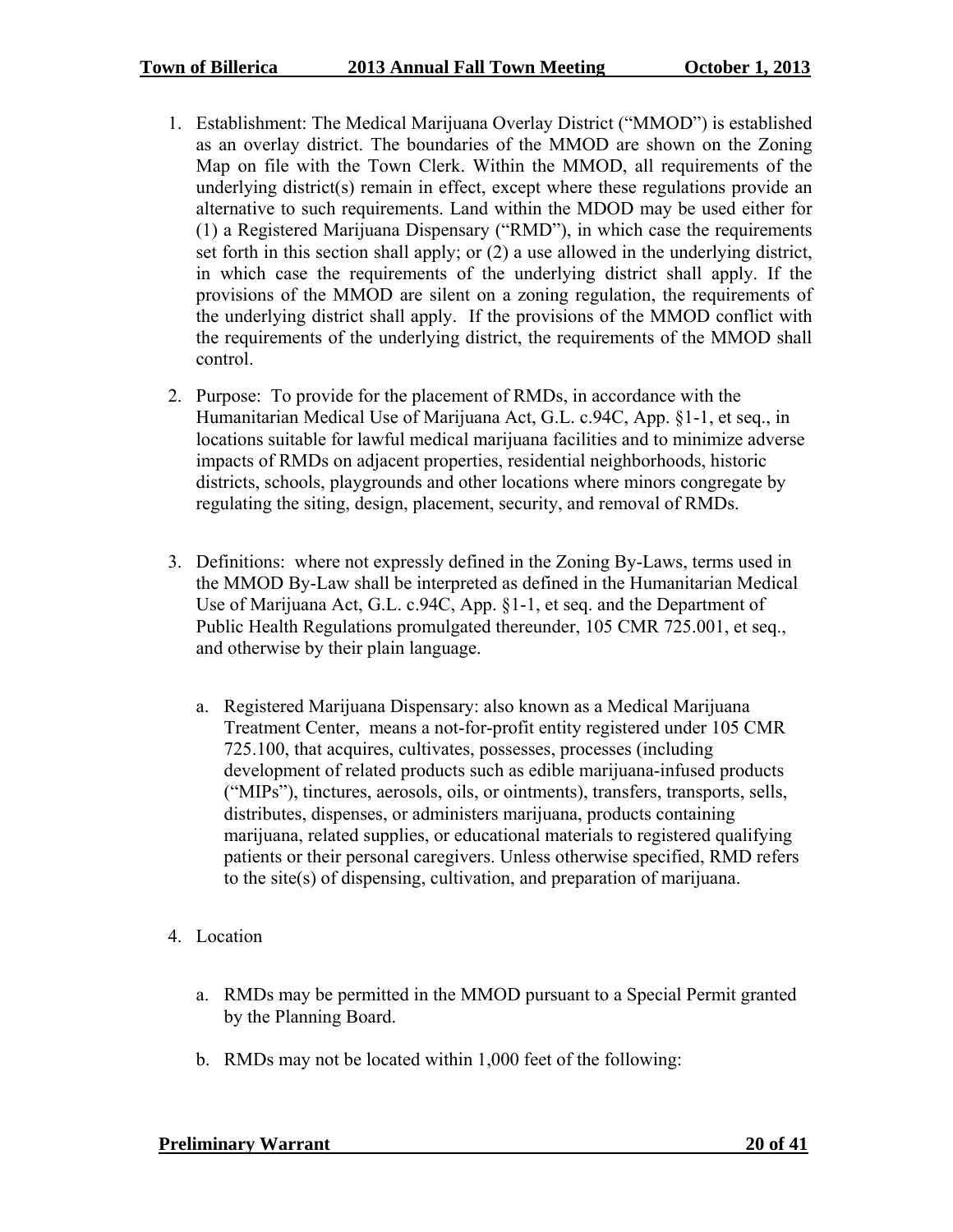1. Establishment: The Medical Marijuana Overlay District ("MMOD") is established as an overlay district. The boundaries of the MMOD are shown on the Zoning Map on file with the Town Clerk. Within the MMOD, all requirements of the underlying district(s) remain in effect, except where these regulations provide an alternative to such requirements. Land within the MDOD may be used either for (1) a Registered Marijuana Dispensary ("RMD"), in which case the requirements set forth in this section shall apply; or (2) a use allowed in the underlying district, in which case the requirements of the underlying district shall apply. If the provisions of the MMOD are silent on a zoning regulation, the requirements of the underlying district shall apply. If the provisions of the MMOD conflict with the requirements of the underlying district, the requirements of the MMOD shall control.

2. Purpose: To provide for the placement of RMDs, in accordance with the Humanitarian Medical Use of Marijuana Act, G.L. c.94C, App. §1-1, et seq., in locations suitable for lawful medical marijuana facilities and to minimize adverse impacts of RMDs on adjacent properties, residential neighborhoods, historic districts, schools, playgrounds and other locations where minors congregate by regulating the siting, design, placement, security, and removal of RMDs.

3. Definitions: where not expressly defined in the Zoning By-Laws, terms used in the MMOD By-Law shall be interpreted as defined in the Humanitarian Medical Use of Marijuana Act, G.L. c.94C, App. §1-1, et seq. and the Department of Public Health Regulations promulgated thereunder, 105 CMR 725.001, et seq., and otherwise by their plain language.

   a. Registered Marijuana Dispensary: also known as a Medical Marijuana Treatment Center, means a not-for-profit entity registered under 105 CMR 725.100, that acquires, cultivates, possesses, processes (including development of related products such as edible marijuana-infused products ("MIPs"), tinctures, aerosols, oils, or ointments), transfers, transports, sells, distributes, dispenses, or administers marijuana, products containing marijuana, related supplies, or educational materials to registered qualifying patients or their personal caregivers. Unless otherwise specified, RMD refers to the site(s) of dispensing, cultivation, and preparation of marijuana.

4. Location

   a. RMDs may be permitted in the MMOD pursuant to a Special Permit granted by the Planning Board.

   b. RMDs may not be located within 1,000 feet of the following: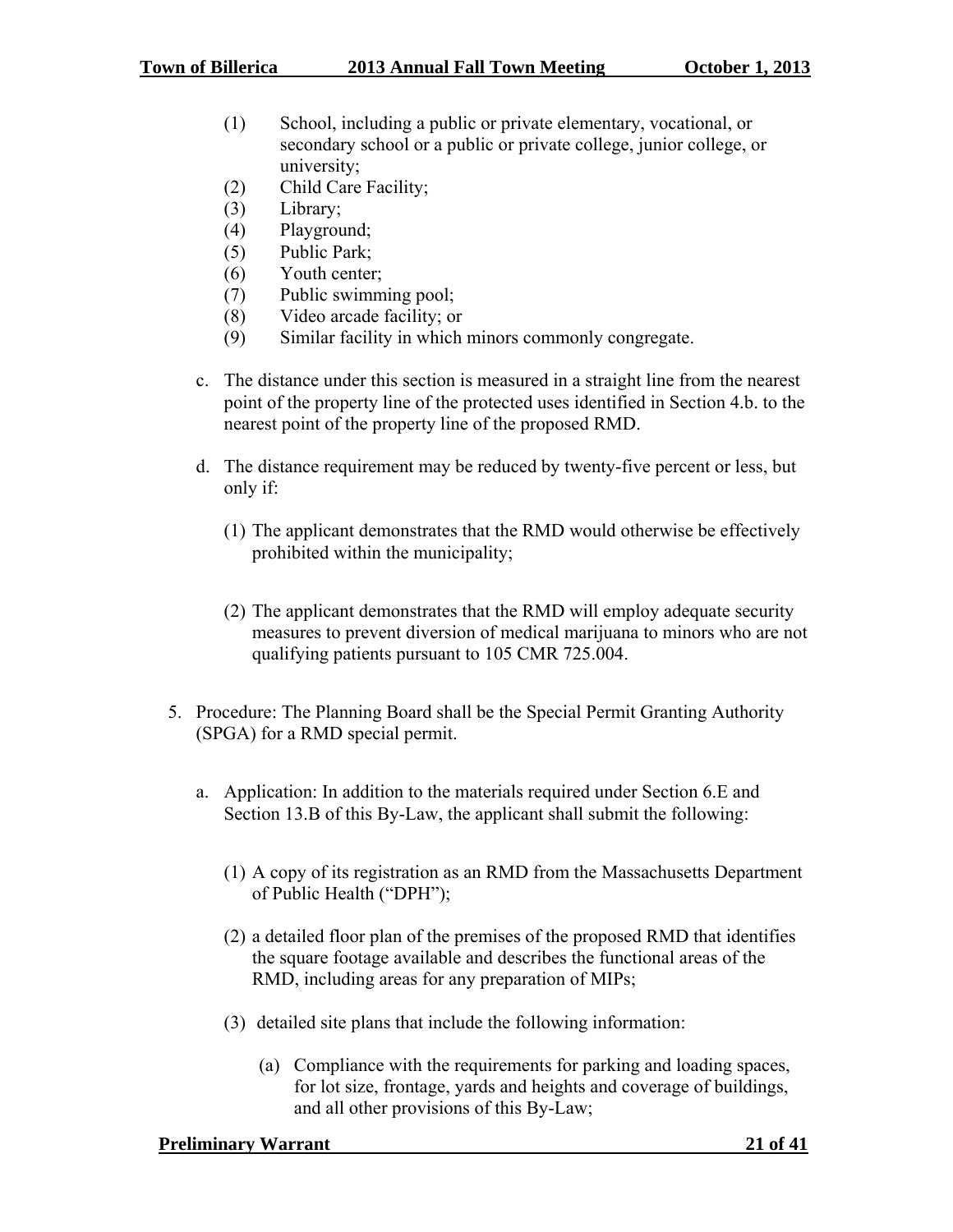(1) School, including a public or private elementary, vocational, or secondary school or a public or private college, junior college, or university;
(2) Child Care Facility;
(3) Library;
(4) Playground;
(5) Public Park;
(6) Youth center;
(7) Public swimming pool;
(8) Video arcade facility; or
(9) Similar facility in which minors commonly congregate.

c. The distance under this section is measured in a straight line from the nearest point of the property line of the protected uses identified in Section 4.b. to the nearest point of the property line of the proposed RMD.

d. The distance requirement may be reduced by twenty-five percent or less, but only if:

(1) The applicant demonstrates that the RMD would otherwise be effectively prohibited within the municipality;

(2) The applicant demonstrates that the RMD will employ adequate security measures to prevent diversion of medical marijuana to minors who are not qualifying patients pursuant to 105 CMR 725.004.

5. Procedure: The Planning Board shall be the Special Permit Granting Authority (SPGA) for a RMD special permit.

a. Application: In addition to the materials required under Section 6.E and Section 13.B of this By-Law, the applicant shall submit the following:

(1) A copy of its registration as an RMD from the Massachusetts Department of Public Health ("DPH");

(2) a detailed floor plan of the premises of the proposed RMD that identifies the square footage available and describes the functional areas of the RMD, including areas for any preparation of MIPs;

(3) detailed site plans that include the following information:

(a) Compliance with the requirements for parking and loading spaces, for lot size, frontage, yards and heights and coverage of buildings, and all other provisions of this By-Law;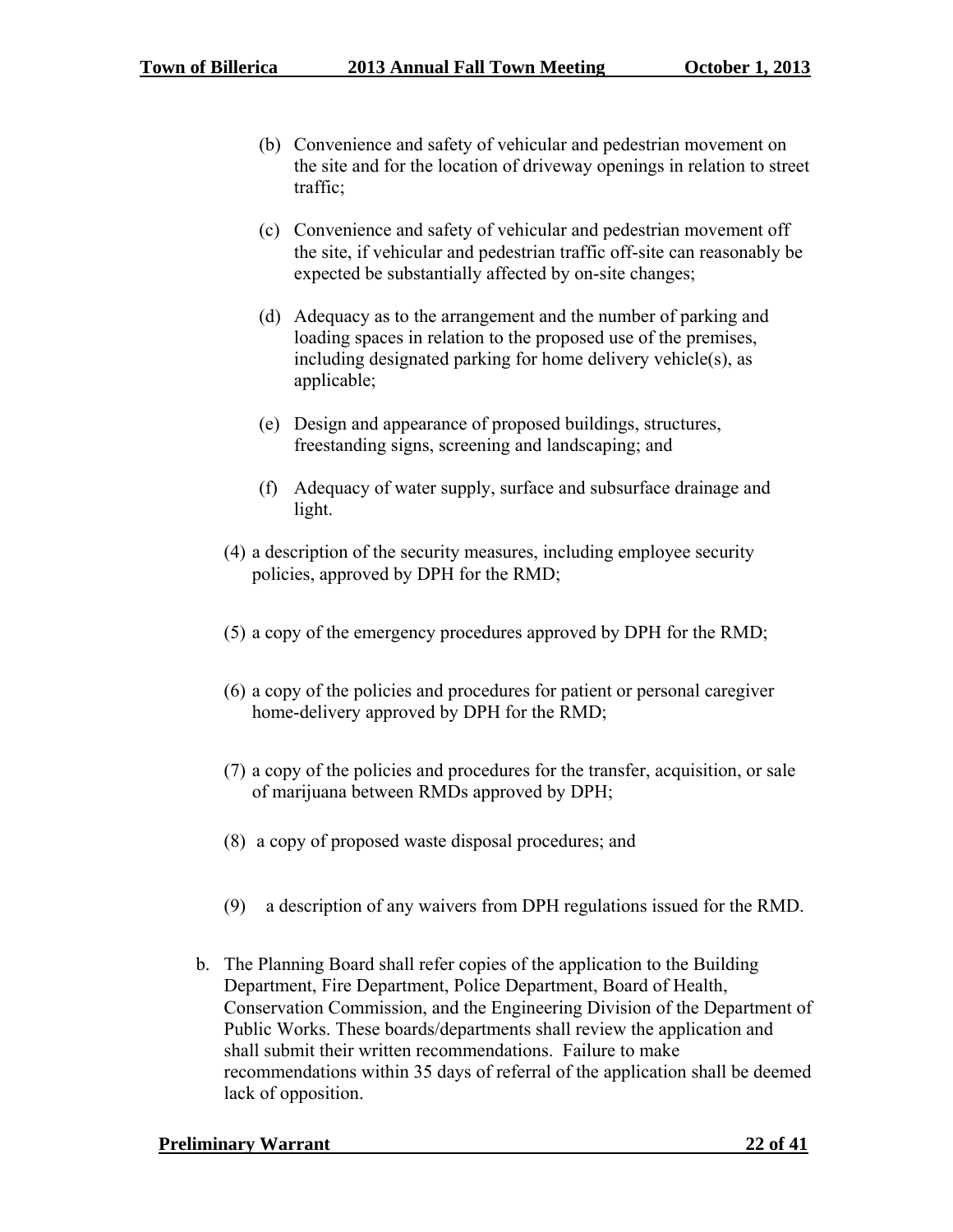(b) Convenience and safety of vehicular and pedestrian movement on the site and for the location of driveway openings in relation to street traffic;

(c) Convenience and safety of vehicular and pedestrian movement off the site, if vehicular and pedestrian traffic off-site can reasonably be expected be substantially affected by on-site changes;

(d) Adequacy as to the arrangement and the number of parking and loading spaces in relation to the proposed use of the premises, including designated parking for home delivery vehicle(s), as applicable;

(e) Design and appearance of proposed buildings, structures, freestanding signs, screening and landscaping; and

(f) Adequacy of water supply, surface and subsurface drainage and light.

(4) a description of the security measures, including employee security policies, approved by DPH for the RMD;

(5) a copy of the emergency procedures approved by DPH for the RMD;

(6) a copy of the policies and procedures for patient or personal caregiver home-delivery approved by DPH for the RMD;

(7) a copy of the policies and procedures for the transfer, acquisition, or sale of marijuana between RMDs approved by DPH;

(8) a copy of proposed waste disposal procedures; and

(9) a description of any waivers from DPH regulations issued for the RMD.

b. The Planning Board shall refer copies of the application to the Building Department, Fire Department, Police Department, Board of Health, Conservation Commission, and the Engineering Division of the Department of Public Works. These boards/departments shall review the application and shall submit their written recommendations. Failure to make recommendations within 35 days of referral of the application shall be deemed lack of opposition.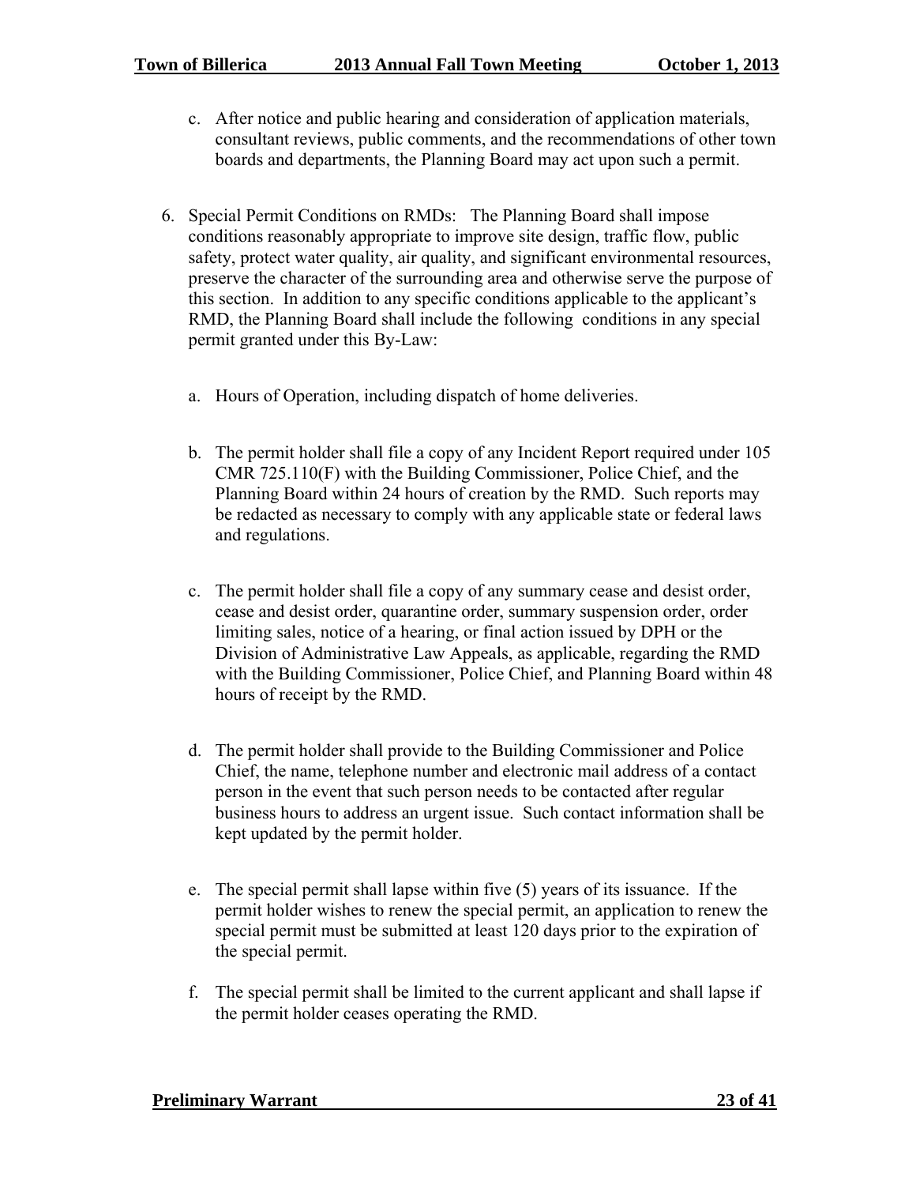c. After notice and public hearing and consideration of application materials, consultant reviews, public comments, and the recommendations of other town boards and departments, the Planning Board may act upon such a permit.

6. Special Permit Conditions on RMDs: The Planning Board shall impose conditions reasonably appropriate to improve site design, traffic flow, public safety, protect water quality, air quality, and significant environmental resources, preserve the character of the surrounding area and otherwise serve the purpose of this section. In addition to any specific conditions applicable to the applicant's RMD, the Planning Board shall include the following conditions in any special permit granted under this By-Law:

   a. Hours of Operation, including dispatch of home deliveries.

   b. The permit holder shall file a copy of any Incident Report required under 105 CMR 725.110(F) with the Building Commissioner, Police Chief, and the Planning Board within 24 hours of creation by the RMD. Such reports may be redacted as necessary to comply with any applicable state or federal laws and regulations.

   c. The permit holder shall file a copy of any summary cease and desist order, cease and desist order, quarantine order, summary suspension order, order limiting sales, notice of a hearing, or final action issued by DPH or the Division of Administrative Law Appeals, as applicable, regarding the RMD with the Building Commissioner, Police Chief, and Planning Board within 48 hours of receipt by the RMD.

   d. The permit holder shall provide to the Building Commissioner and Police Chief, the name, telephone number and electronic mail address of a contact person in the event that such person needs to be contacted after regular business hours to address an urgent issue. Such contact information shall be kept updated by the permit holder.

   e. The special permit shall lapse within five (5) years of its issuance. If the permit holder wishes to renew the special permit, an application to renew the special permit must be submitted at least 120 days prior to the expiration of the special permit.

   f. The special permit shall be limited to the current applicant and shall lapse if the permit holder ceases operating the RMD.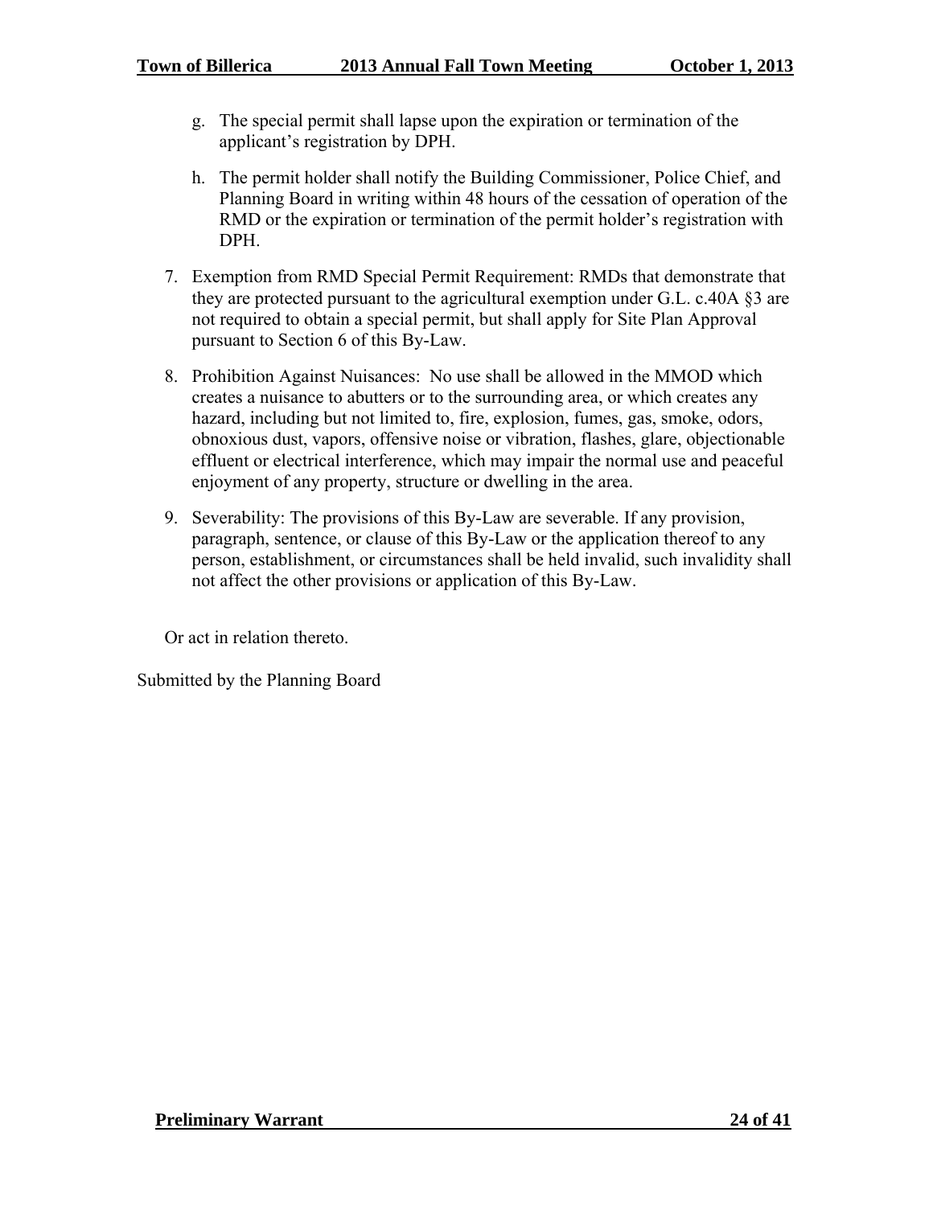g. The special permit shall lapse upon the expiration or termination of the applicant's registration by DPH.

h. The permit holder shall notify the Building Commissioner, Police Chief, and Planning Board in writing within 48 hours of the cessation of operation of the RMD or the expiration or termination of the permit holder's registration with DPH.

7. Exemption from RMD Special Permit Requirement: RMDs that demonstrate that they are protected pursuant to the agricultural exemption under G.L. c.40A §3 are not required to obtain a special permit, but shall apply for Site Plan Approval pursuant to Section 6 of this By-Law.

8. Prohibition Against Nuisances: No use shall be allowed in the MMOD which creates a nuisance to abutters or to the surrounding area, or which creates any hazard, including but not limited to, fire, explosion, fumes, gas, smoke, odors, obnoxious dust, vapors, offensive noise or vibration, flashes, glare, objectionable effluent or electrical interference, which may impair the normal use and peaceful enjoyment of any property, structure or dwelling in the area.

9. Severability: The provisions of this By-Law are severable. If any provision, paragraph, sentence, or clause of this By-Law or the application thereof to any person, establishment, or circumstances shall be held invalid, such invalidity shall not affect the other provisions or application of this By-Law.

Or act in relation thereto.

Submitted by the Planning Board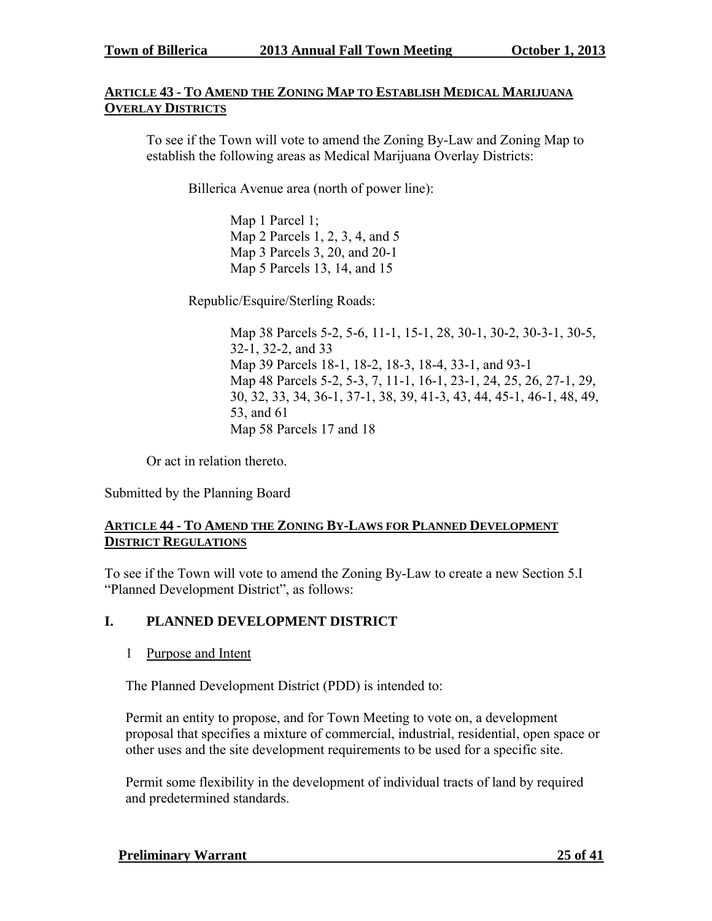**ARTICLE 43 - TO AMEND THE ZONING MAP TO ESTABLISH MEDICAL MARIJUANA OVERLAY DISTRICTS**

To see if the Town will vote to amend the Zoning By-Law and Zoning Map to establish the following areas as Medical Marijuana Overlay Districts:

Billerica Avenue area (north of power line):

Map 1 Parcel 1;
Map 2 Parcels 1, 2, 3, 4, and 5
Map 3 Parcels 3, 20, and 20-1
Map 5 Parcels 13, 14, and 15

Republic/Esquire/Sterling Roads:

Map 38 Parcels 5-2, 5-6, 11-1, 15-1, 28, 30-1, 30-2, 30-3-1, 30-5, 32-1, 32-2, and 33
Map 39 Parcels 18-1, 18-2, 18-3, 18-4, 33-1, and 93-1
Map 48 Parcels 5-2, 5-3, 7, 11-1, 16-1, 23-1, 24, 25, 26, 27-1, 29, 30, 32, 33, 34, 36-1, 37-1, 38, 39, 41-3, 43, 44, 45-1, 46-1, 48, 49, 53, and 61
Map 58 Parcels 17 and 18

Or act in relation thereto.

Submitted by the Planning Board

**ARTICLE 44 - TO AMEND THE ZONING BY-LAWS FOR PLANNED DEVELOPMENT DISTRICT REGULATIONS**

To see if the Town will vote to amend the Zoning By-Law to create a new Section 5.I "Planned Development District", as follows:

## I. PLANNED DEVELOPMENT DISTRICT

1 Purpose and Intent

The Planned Development District (PDD) is intended to:

Permit an entity to propose, and for Town Meeting to vote on, a development proposal that specifies a mixture of commercial, industrial, residential, open space or other uses and the site development requirements to be used for a specific site.

Permit some flexibility in the development of individual tracts of land by required and predetermined standards.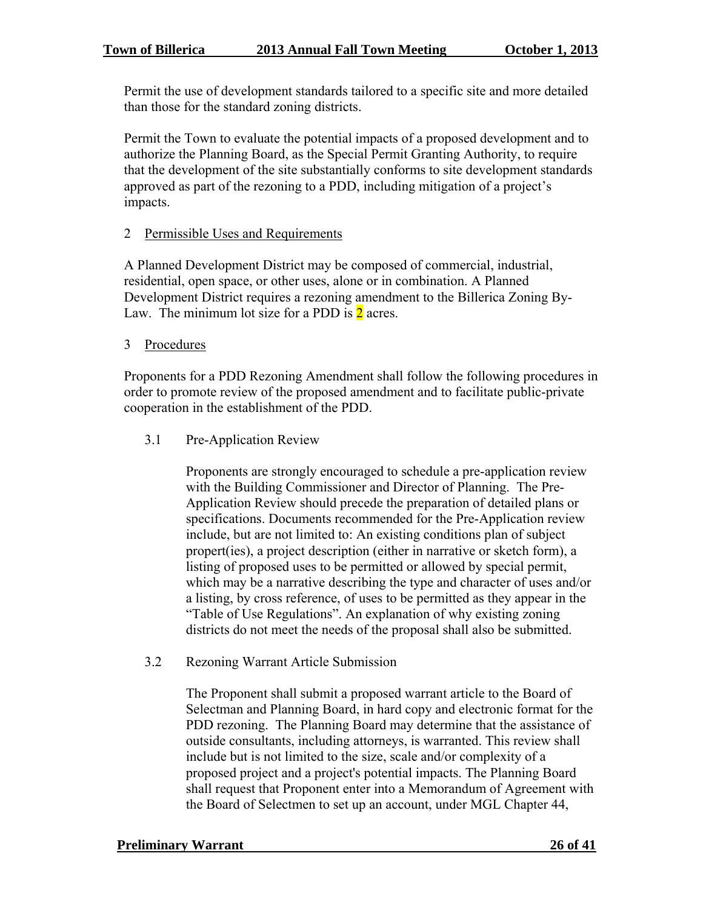Permit the use of development standards tailored to a specific site and more detailed than those for the standard zoning districts.

Permit the Town to evaluate the potential impacts of a proposed development and to authorize the Planning Board, as the Special Permit Granting Authority, to require that the development of the site substantially conforms to site development standards approved as part of the rezoning to a PDD, including mitigation of a project's impacts.

2 Permissible Uses and Requirements

A Planned Development District may be composed of commercial, industrial, residential, open space, or other uses, alone or in combination. A Planned Development District requires a rezoning amendment to the Billerica Zoning By-Law. The minimum lot size for a PDD is 2 acres.

3 Procedures

Proponents for a PDD Rezoning Amendment shall follow the following procedures in order to promote review of the proposed amendment and to facilitate public-private cooperation in the establishment of the PDD.

3.1 Pre-Application Review

Proponents are strongly encouraged to schedule a pre-application review with the Building Commissioner and Director of Planning. The Pre-Application Review should precede the preparation of detailed plans or specifications. Documents recommended for the Pre-Application review include, but are not limited to: An existing conditions plan of subject propert(ies), a project description (either in narrative or sketch form), a listing of proposed uses to be permitted or allowed by special permit, which may be a narrative describing the type and character of uses and/or a listing, by cross reference, of uses to be permitted as they appear in the "Table of Use Regulations". An explanation of why existing zoning districts do not meet the needs of the proposal shall also be submitted.

3.2 Rezoning Warrant Article Submission

The Proponent shall submit a proposed warrant article to the Board of Selectman and Planning Board, in hard copy and electronic format for the PDD rezoning. The Planning Board may determine that the assistance of outside consultants, including attorneys, is warranted. This review shall include but is not limited to the size, scale and/or complexity of a proposed project and a project's potential impacts. The Planning Board shall request that Proponent enter into a Memorandum of Agreement with the Board of Selectmen to set up an account, under MGL Chapter 44,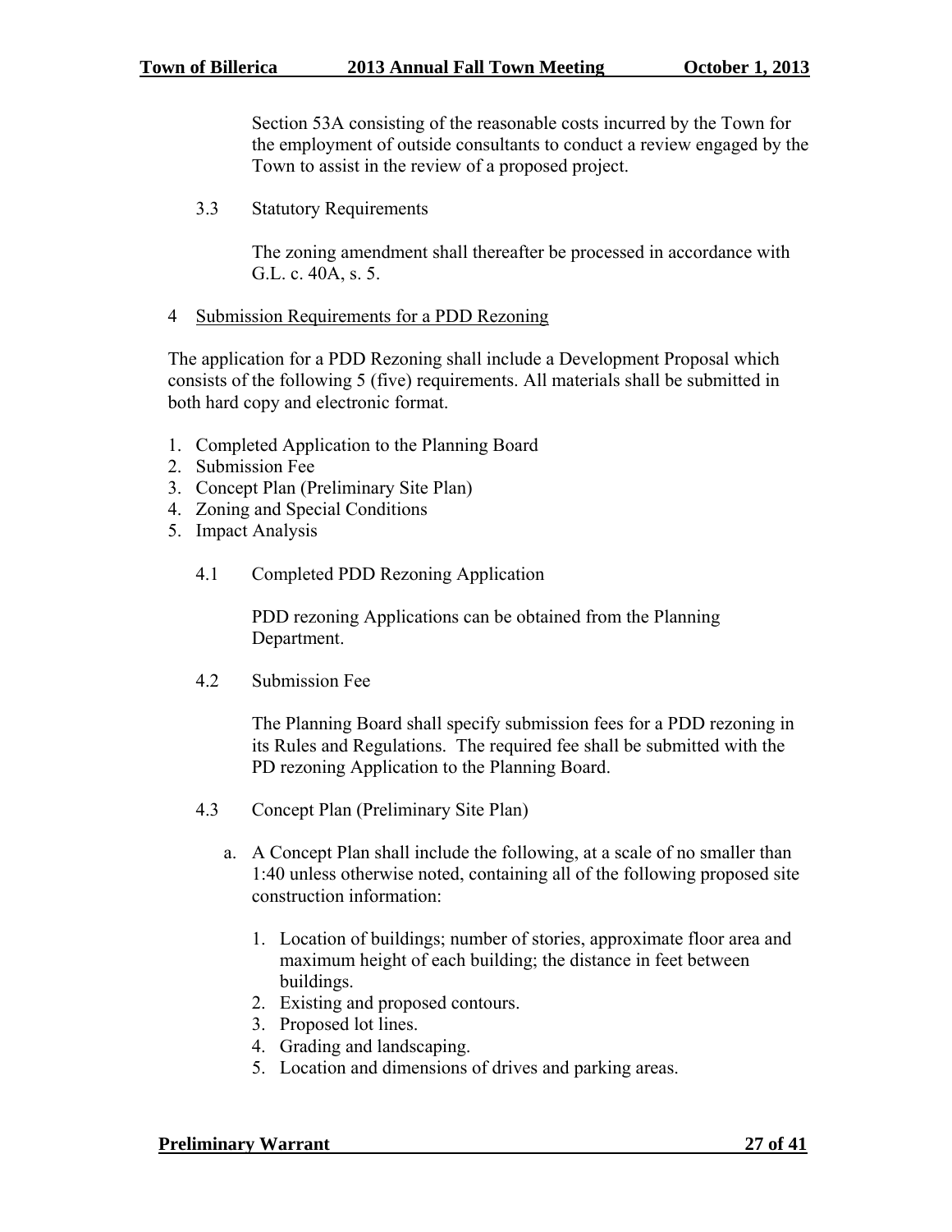Section 53A consisting of the reasonable costs incurred by the Town for the employment of outside consultants to conduct a review engaged by the Town to assist in the review of a proposed project.

3.3 Statutory Requirements

The zoning amendment shall thereafter be processed in accordance with G.L. c. 40A, s. 5.

4 Submission Requirements for a PDD Rezoning

The application for a PDD Rezoning shall include a Development Proposal which consists of the following 5 (five) requirements. All materials shall be submitted in both hard copy and electronic format.

1. Completed Application to the Planning Board
2. Submission Fee
3. Concept Plan (Preliminary Site Plan)
4. Zoning and Special Conditions
5. Impact Analysis

4.1 Completed PDD Rezoning Application

PDD rezoning Applications can be obtained from the Planning Department.

4.2 Submission Fee

The Planning Board shall specify submission fees for a PDD rezoning in its Rules and Regulations. The required fee shall be submitted with the PD rezoning Application to the Planning Board.

4.3 Concept Plan (Preliminary Site Plan)

a. A Concept Plan shall include the following, at a scale of no smaller than 1:40 unless otherwise noted, containing all of the following proposed site construction information:

   1. Location of buildings; number of stories, approximate floor area and maximum height of each building; the distance in feet between buildings.
   2. Existing and proposed contours.
   3. Proposed lot lines.
   4. Grading and landscaping.
   5. Location and dimensions of drives and parking areas.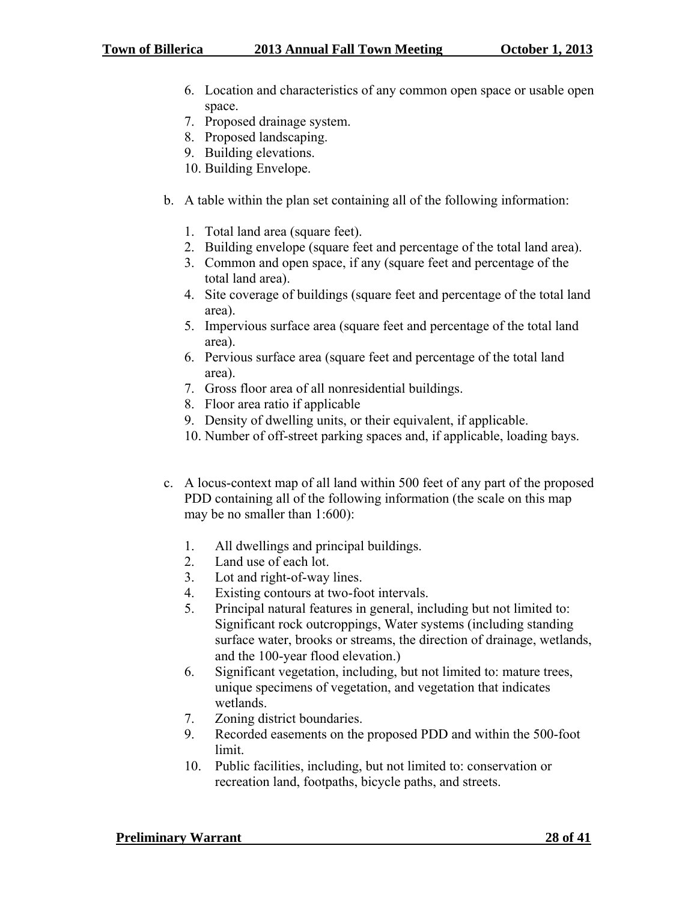6. Location and characteristics of any common open space or usable open space.
7. Proposed drainage system.
8. Proposed landscaping.
9. Building elevations.
10. Building Envelope.

b. A table within the plan set containing all of the following information:

1. Total land area (square feet).
2. Building envelope (square feet and percentage of the total land area).
3. Common and open space, if any (square feet and percentage of the total land area).
4. Site coverage of buildings (square feet and percentage of the total land area).
5. Impervious surface area (square feet and percentage of the total land area).
6. Pervious surface area (square feet and percentage of the total land area).
7. Gross floor area of all nonresidential buildings.
8. Floor area ratio if applicable
9. Density of dwelling units, or their equivalent, if applicable.
10. Number of off-street parking spaces and, if applicable, loading bays.

c. A locus-context map of all land within 500 feet of any part of the proposed PDD containing all of the following information (the scale on this map may be no smaller than 1:600):

1. All dwellings and principal buildings.
2. Land use of each lot.
3. Lot and right-of-way lines.
4. Existing contours at two-foot intervals.
5. Principal natural features in general, including but not limited to: Significant rock outcroppings, Water systems (including standing surface water, brooks or streams, the direction of drainage, wetlands, and the 100-year flood elevation.)
6. Significant vegetation, including, but not limited to: mature trees, unique specimens of vegetation, and vegetation that indicates wetlands.
7. Zoning district boundaries.
9. Recorded easements on the proposed PDD and within the 500-foot limit.
10. Public facilities, including, but not limited to: conservation or recreation land, footpaths, bicycle paths, and streets.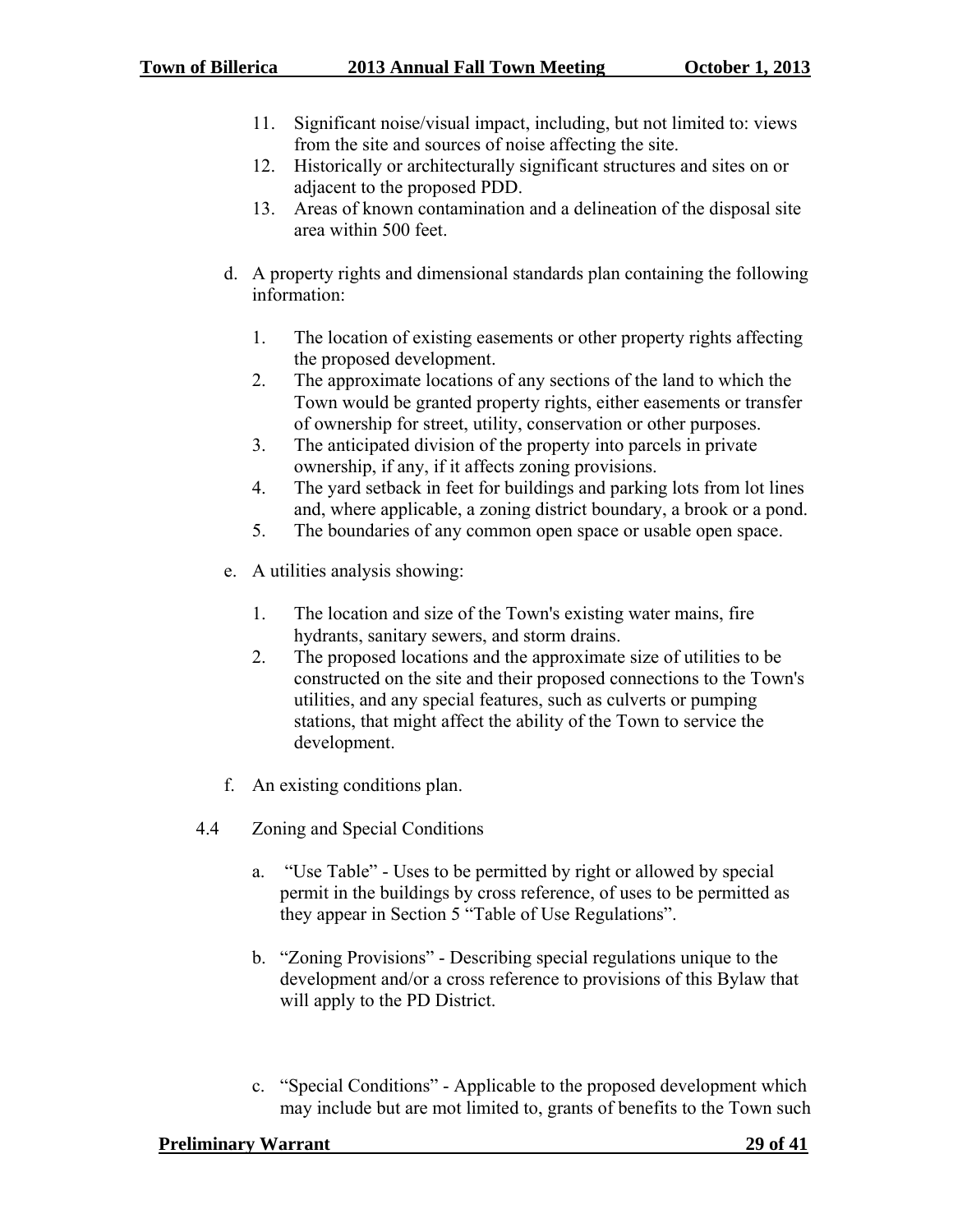11. Significant noise/visual impact, including, but not limited to: views from the site and sources of noise affecting the site.
12. Historically or architecturally significant structures and sites on or adjacent to the proposed PDD.
13. Areas of known contamination and a delineation of the disposal site area within 500 feet.

d. A property rights and dimensional standards plan containing the following information:

1. The location of existing easements or other property rights affecting the proposed development.
2. The approximate locations of any sections of the land to which the Town would be granted property rights, either easements or transfer of ownership for street, utility, conservation or other purposes.
3. The anticipated division of the property into parcels in private ownership, if any, if it affects zoning provisions.
4. The yard setback in feet for buildings and parking lots from lot lines and, where applicable, a zoning district boundary, a brook or a pond.
5. The boundaries of any common open space or usable open space.

e. A utilities analysis showing:

1. The location and size of the Town's existing water mains, fire hydrants, sanitary sewers, and storm drains.
2. The proposed locations and the approximate size of utilities to be constructed on the site and their proposed connections to the Town's utilities, and any special features, such as culverts or pumping stations, that might affect the ability of the Town to service the development.

f. An existing conditions plan.

4.4 Zoning and Special Conditions

a. "Use Table" - Uses to be permitted by right or allowed by special permit in the buildings by cross reference, of uses to be permitted as they appear in Section 5 "Table of Use Regulations".

b. "Zoning Provisions" - Describing special regulations unique to the development and/or a cross reference to provisions of this Bylaw that will apply to the PD District.

c. "Special Conditions" - Applicable to the proposed development which may include but are mot limited to, grants of benefits to the Town such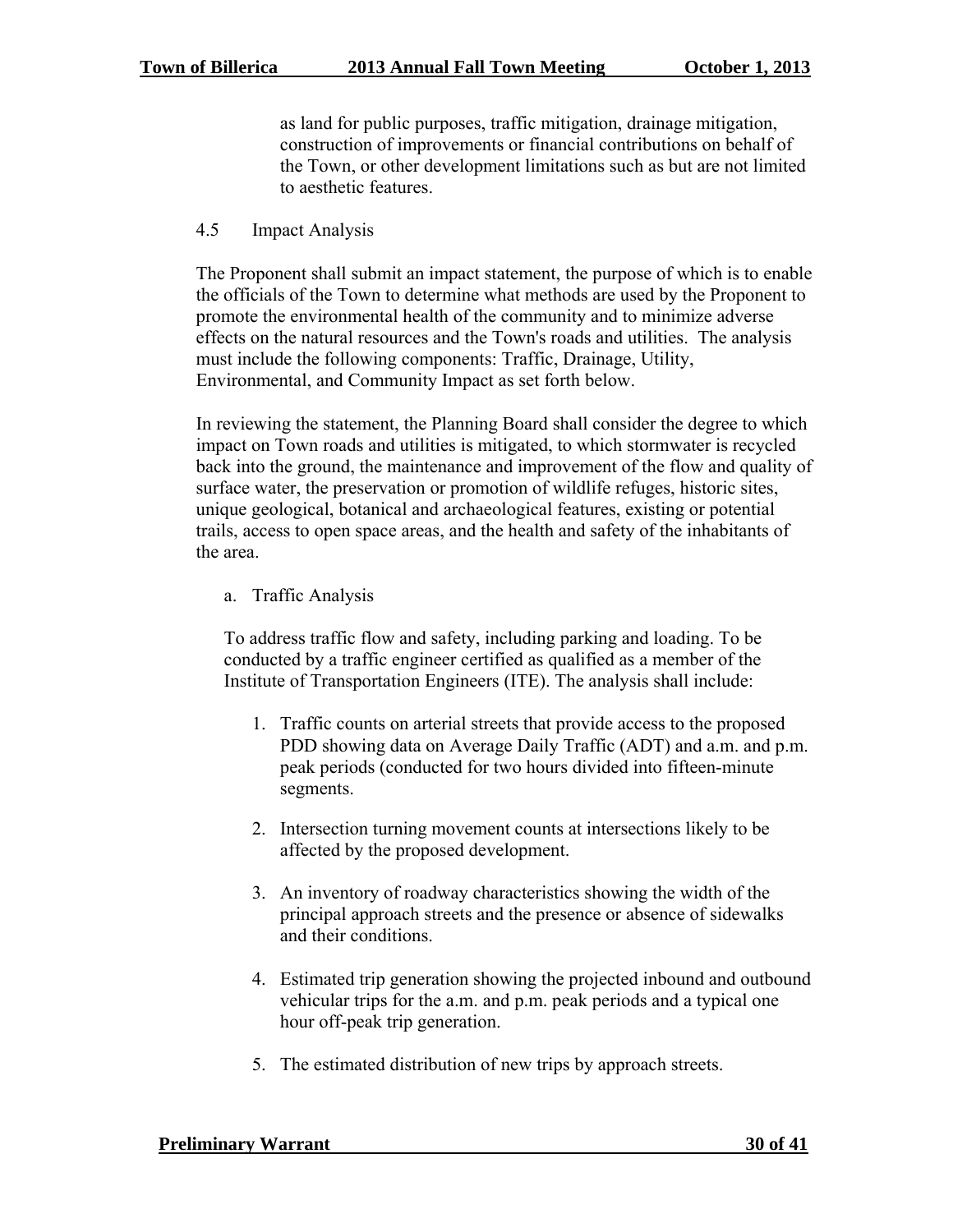as land for public purposes, traffic mitigation, drainage mitigation, construction of improvements or financial contributions on behalf of the Town, or other development limitations such as but are not limited to aesthetic features.

4.5 Impact Analysis

The Proponent shall submit an impact statement, the purpose of which is to enable the officials of the Town to determine what methods are used by the Proponent to promote the environmental health of the community and to minimize adverse effects on the natural resources and the Town's roads and utilities. The analysis must include the following components: Traffic, Drainage, Utility, Environmental, and Community Impact as set forth below.

In reviewing the statement, the Planning Board shall consider the degree to which impact on Town roads and utilities is mitigated, to which stormwater is recycled back into the ground, the maintenance and improvement of the flow and quality of surface water, the preservation or promotion of wildlife refuges, historic sites, unique geological, botanical and archaeological features, existing or potential trails, access to open space areas, and the health and safety of the inhabitants of the area.

a. Traffic Analysis

To address traffic flow and safety, including parking and loading. To be conducted by a traffic engineer certified as qualified as a member of the Institute of Transportation Engineers (ITE). The analysis shall include:

1. Traffic counts on arterial streets that provide access to the proposed PDD showing data on Average Daily Traffic (ADT) and a.m. and p.m. peak periods (conducted for two hours divided into fifteen-minute segments.

2. Intersection turning movement counts at intersections likely to be affected by the proposed development.

3. An inventory of roadway characteristics showing the width of the principal approach streets and the presence or absence of sidewalks and their conditions.

4. Estimated trip generation showing the projected inbound and outbound vehicular trips for the a.m. and p.m. peak periods and a typical one hour off-peak trip generation.

5. The estimated distribution of new trips by approach streets.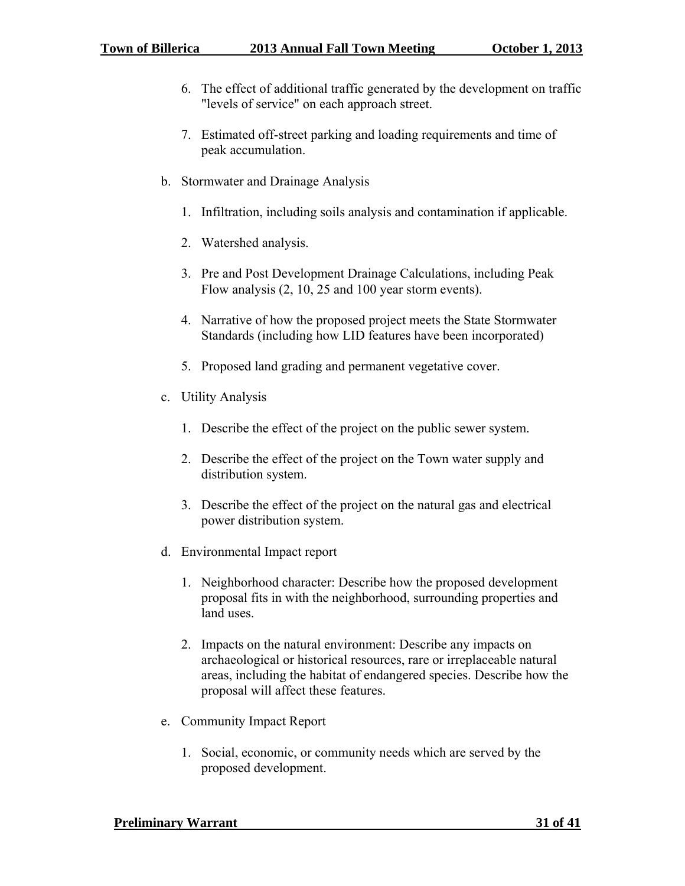6. The effect of additional traffic generated by the development on traffic "levels of service" on each approach street.

7. Estimated off-street parking and loading requirements and time of peak accumulation.

b. Stormwater and Drainage Analysis

   1. Infiltration, including soils analysis and contamination if applicable.

   2. Watershed analysis.

   3. Pre and Post Development Drainage Calculations, including Peak Flow analysis (2, 10, 25 and 100 year storm events).

   4. Narrative of how the proposed project meets the State Stormwater Standards (including how LID features have been incorporated)

   5. Proposed land grading and permanent vegetative cover.

c. Utility Analysis

   1. Describe the effect of the project on the public sewer system.

   2. Describe the effect of the project on the Town water supply and distribution system.

   3. Describe the effect of the project on the natural gas and electrical power distribution system.

d. Environmental Impact report

   1. Neighborhood character: Describe how the proposed development proposal fits in with the neighborhood, surrounding properties and land uses.

   2. Impacts on the natural environment: Describe any impacts on archaeological or historical resources, rare or irreplaceable natural areas, including the habitat of endangered species. Describe how the proposal will affect these features.

e. Community Impact Report

   1. Social, economic, or community needs which are served by the proposed development.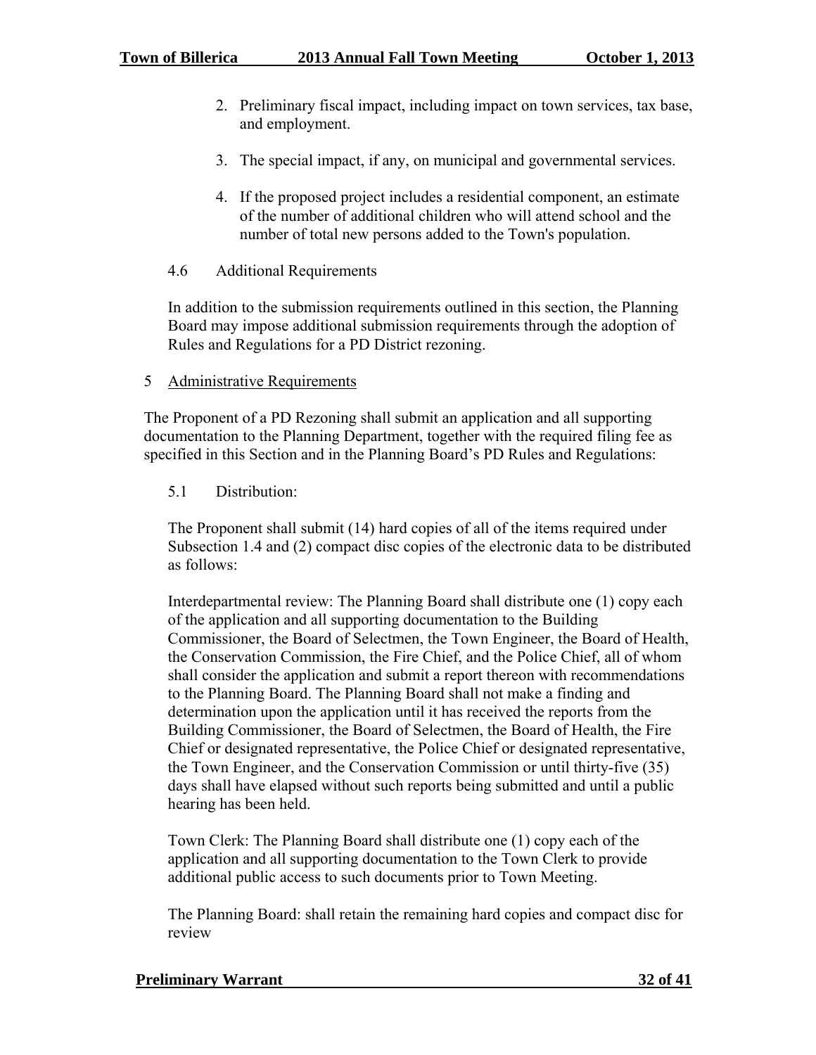2. Preliminary fiscal impact, including impact on town services, tax base, and employment.

3. The special impact, if any, on municipal and governmental services.

4. If the proposed project includes a residential component, an estimate of the number of additional children who will attend school and the number of total new persons added to the Town's population.

4.6 Additional Requirements

In addition to the submission requirements outlined in this section, the Planning Board may impose additional submission requirements through the adoption of Rules and Regulations for a PD District rezoning.

5 <u>Administrative Requirements</u>

The Proponent of a PD Rezoning shall submit an application and all supporting documentation to the Planning Department, together with the required filing fee as specified in this Section and in the Planning Board's PD Rules and Regulations:

5.1 Distribution:

The Proponent shall submit (14) hard copies of all of the items required under Subsection 1.4 and (2) compact disc copies of the electronic data to be distributed as follows:

Interdepartmental review: The Planning Board shall distribute one (1) copy each of the application and all supporting documentation to the Building Commissioner, the Board of Selectmen, the Town Engineer, the Board of Health, the Conservation Commission, the Fire Chief, and the Police Chief, all of whom shall consider the application and submit a report thereon with recommendations to the Planning Board. The Planning Board shall not make a finding and determination upon the application until it has received the reports from the Building Commissioner, the Board of Selectmen, the Board of Health, the Fire Chief or designated representative, the Police Chief or designated representative, the Town Engineer, and the Conservation Commission or until thirty-five (35) days shall have elapsed without such reports being submitted and until a public hearing has been held.

Town Clerk: The Planning Board shall distribute one (1) copy each of the application and all supporting documentation to the Town Clerk to provide additional public access to such documents prior to Town Meeting.

The Planning Board: shall retain the remaining hard copies and compact disc for review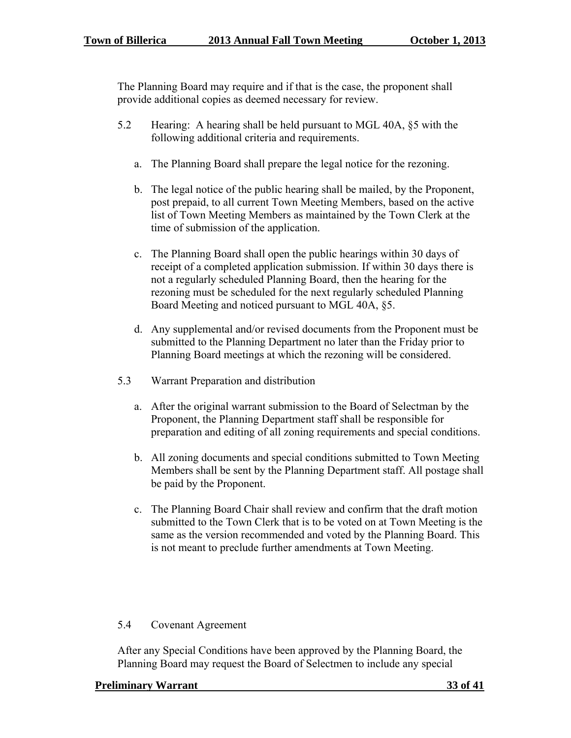The Planning Board may require and if that is the case, the proponent shall provide additional copies as deemed necessary for review.

5.2 Hearing: A hearing shall be held pursuant to MGL 40A, §5 with the following additional criteria and requirements.

a. The Planning Board shall prepare the legal notice for the rezoning.

b. The legal notice of the public hearing shall be mailed, by the Proponent, post prepaid, to all current Town Meeting Members, based on the active list of Town Meeting Members as maintained by the Town Clerk at the time of submission of the application.

c. The Planning Board shall open the public hearings within 30 days of receipt of a completed application submission. If within 30 days there is not a regularly scheduled Planning Board, then the hearing for the rezoning must be scheduled for the next regularly scheduled Planning Board Meeting and noticed pursuant to MGL 40A, §5.

d. Any supplemental and/or revised documents from the Proponent must be submitted to the Planning Department no later than the Friday prior to Planning Board meetings at which the rezoning will be considered.

5.3 Warrant Preparation and distribution

a. After the original warrant submission to the Board of Selectman by the Proponent, the Planning Department staff shall be responsible for preparation and editing of all zoning requirements and special conditions.

b. All zoning documents and special conditions submitted to Town Meeting Members shall be sent by the Planning Department staff. All postage shall be paid by the Proponent.

c. The Planning Board Chair shall review and confirm that the draft motion submitted to the Town Clerk that is to be voted on at Town Meeting is the same as the version recommended and voted by the Planning Board. This is not meant to preclude further amendments at Town Meeting.

5.4 Covenant Agreement

After any Special Conditions have been approved by the Planning Board, the Planning Board may request the Board of Selectmen to include any special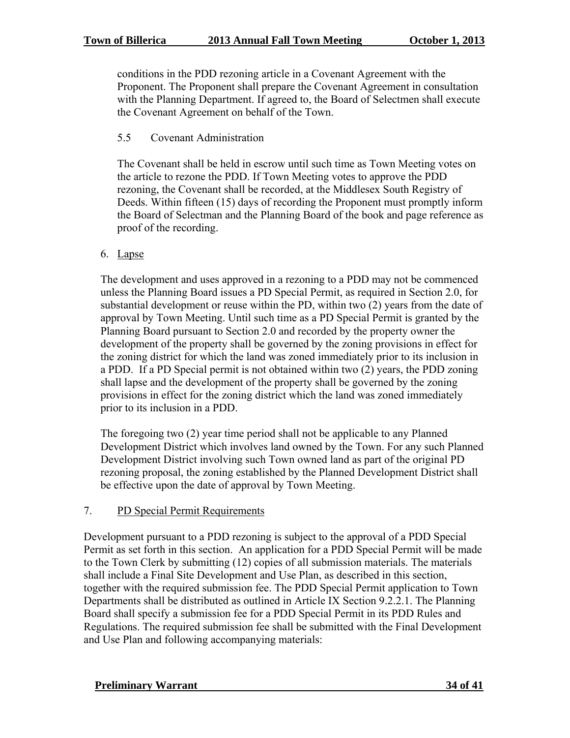conditions in the PDD rezoning article in a Covenant Agreement with the Proponent. The Proponent shall prepare the Covenant Agreement in consultation with the Planning Department. If agreed to, the Board of Selectmen shall execute the Covenant Agreement on behalf of the Town.

5.5 Covenant Administration

The Covenant shall be held in escrow until such time as Town Meeting votes on the article to rezone the PDD. If Town Meeting votes to approve the PDD rezoning, the Covenant shall be recorded, at the Middlesex South Registry of Deeds. Within fifteen (15) days of recording the Proponent must promptly inform the Board of Selectman and the Planning Board of the book and page reference as proof of the recording.

6. Lapse

The development and uses approved in a rezoning to a PDD may not be commenced unless the Planning Board issues a PD Special Permit, as required in Section 2.0, for substantial development or reuse within the PD, within two (2) years from the date of approval by Town Meeting. Until such time as a PD Special Permit is granted by the Planning Board pursuant to Section 2.0 and recorded by the property owner the development of the property shall be governed by the zoning provisions in effect for the zoning district for which the land was zoned immediately prior to its inclusion in a PDD. If a PD Special permit is not obtained within two (2) years, the PDD zoning shall lapse and the development of the property shall be governed by the zoning provisions in effect for the zoning district which the land was zoned immediately prior to its inclusion in a PDD.

The foregoing two (2) year time period shall not be applicable to any Planned Development District which involves land owned by the Town. For any such Planned Development District involving such Town owned land as part of the original PD rezoning proposal, the zoning established by the Planned Development District shall be effective upon the date of approval by Town Meeting.

7. PD Special Permit Requirements

Development pursuant to a PDD rezoning is subject to the approval of a PDD Special Permit as set forth in this section. An application for a PDD Special Permit will be made to the Town Clerk by submitting (12) copies of all submission materials. The materials shall include a Final Site Development and Use Plan, as described in this section, together with the required submission fee. The PDD Special Permit application to Town Departments shall be distributed as outlined in Article IX Section 9.2.2.1. The Planning Board shall specify a submission fee for a PDD Special Permit in its PDD Rules and Regulations. The required submission fee shall be submitted with the Final Development and Use Plan and following accompanying materials: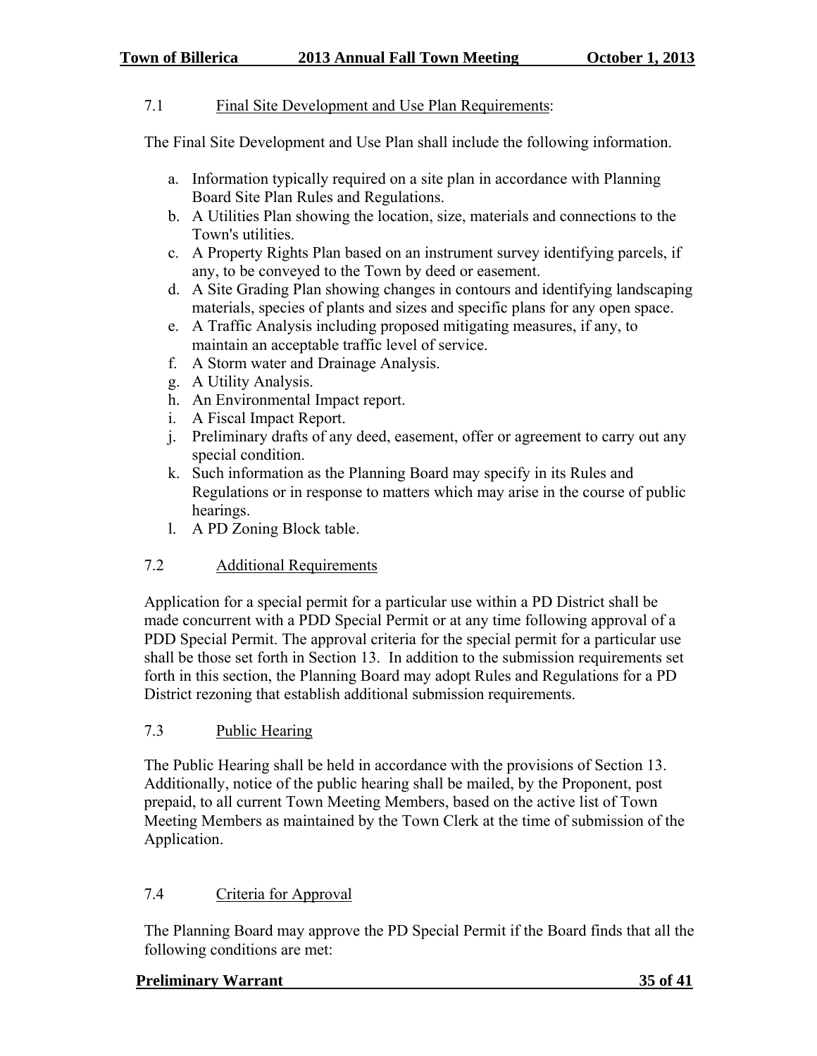7.1 Final Site Development and Use Plan Requirements:

The Final Site Development and Use Plan shall include the following information.

a. Information typically required on a site plan in accordance with Planning Board Site Plan Rules and Regulations.
b. A Utilities Plan showing the location, size, materials and connections to the Town's utilities.
c. A Property Rights Plan based on an instrument survey identifying parcels, if any, to be conveyed to the Town by deed or easement.
d. A Site Grading Plan showing changes in contours and identifying landscaping materials, species of plants and sizes and specific plans for any open space.
e. A Traffic Analysis including proposed mitigating measures, if any, to maintain an acceptable traffic level of service.
f. A Storm water and Drainage Analysis.
g. A Utility Analysis.
h. An Environmental Impact report.
i. A Fiscal Impact Report.
j. Preliminary drafts of any deed, easement, offer or agreement to carry out any special condition.
k. Such information as the Planning Board may specify in its Rules and Regulations or in response to matters which may arise in the course of public hearings.
l. A PD Zoning Block table.

7.2 Additional Requirements

Application for a special permit for a particular use within a PD District shall be made concurrent with a PDD Special Permit or at any time following approval of a PDD Special Permit. The approval criteria for the special permit for a particular use shall be those set forth in Section 13. In addition to the submission requirements set forth in this section, the Planning Board may adopt Rules and Regulations for a PD District rezoning that establish additional submission requirements.

7.3 Public Hearing

The Public Hearing shall be held in accordance with the provisions of Section 13. Additionally, notice of the public hearing shall be mailed, by the Proponent, post prepaid, to all current Town Meeting Members, based on the active list of Town Meeting Members as maintained by the Town Clerk at the time of submission of the Application.

7.4 Criteria for Approval

The Planning Board may approve the PD Special Permit if the Board finds that all the following conditions are met: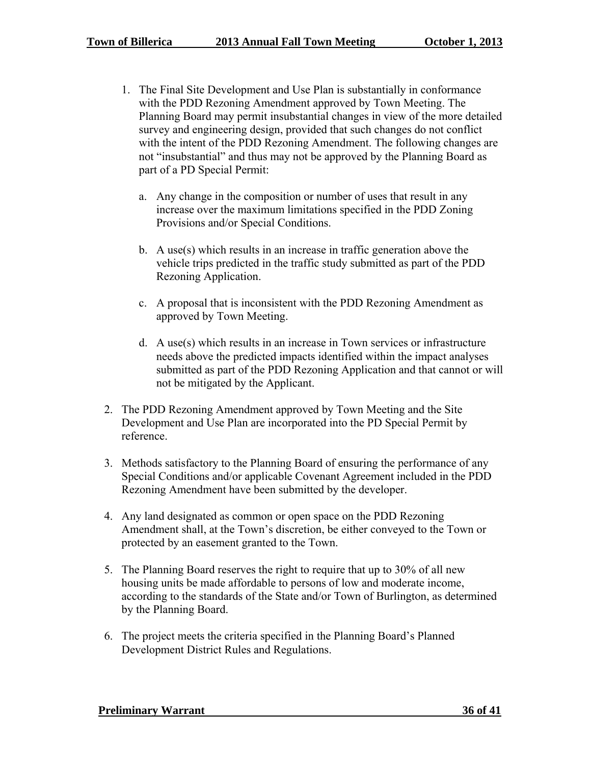1. The Final Site Development and Use Plan is substantially in conformance with the PDD Rezoning Amendment approved by Town Meeting. The Planning Board may permit insubstantial changes in view of the more detailed survey and engineering design, provided that such changes do not conflict with the intent of the PDD Rezoning Amendment. The following changes are not "insubstantial" and thus may not be approved by the Planning Board as part of a PD Special Permit:

   a. Any change in the composition or number of uses that result in any increase over the maximum limitations specified in the PDD Zoning Provisions and/or Special Conditions.

   b. A use(s) which results in an increase in traffic generation above the vehicle trips predicted in the traffic study submitted as part of the PDD Rezoning Application.

   c. A proposal that is inconsistent with the PDD Rezoning Amendment as approved by Town Meeting.

   d. A use(s) which results in an increase in Town services or infrastructure needs above the predicted impacts identified within the impact analyses submitted as part of the PDD Rezoning Application and that cannot or will not be mitigated by the Applicant.

2. The PDD Rezoning Amendment approved by Town Meeting and the Site Development and Use Plan are incorporated into the PD Special Permit by reference.

3. Methods satisfactory to the Planning Board of ensuring the performance of any Special Conditions and/or applicable Covenant Agreement included in the PDD Rezoning Amendment have been submitted by the developer.

4. Any land designated as common or open space on the PDD Rezoning Amendment shall, at the Town's discretion, be either conveyed to the Town or protected by an easement granted to the Town.

5. The Planning Board reserves the right to require that up to 30% of all new housing units be made affordable to persons of low and moderate income, according to the standards of the State and/or Town of Burlington, as determined by the Planning Board.

6. The project meets the criteria specified in the Planning Board's Planned Development District Rules and Regulations.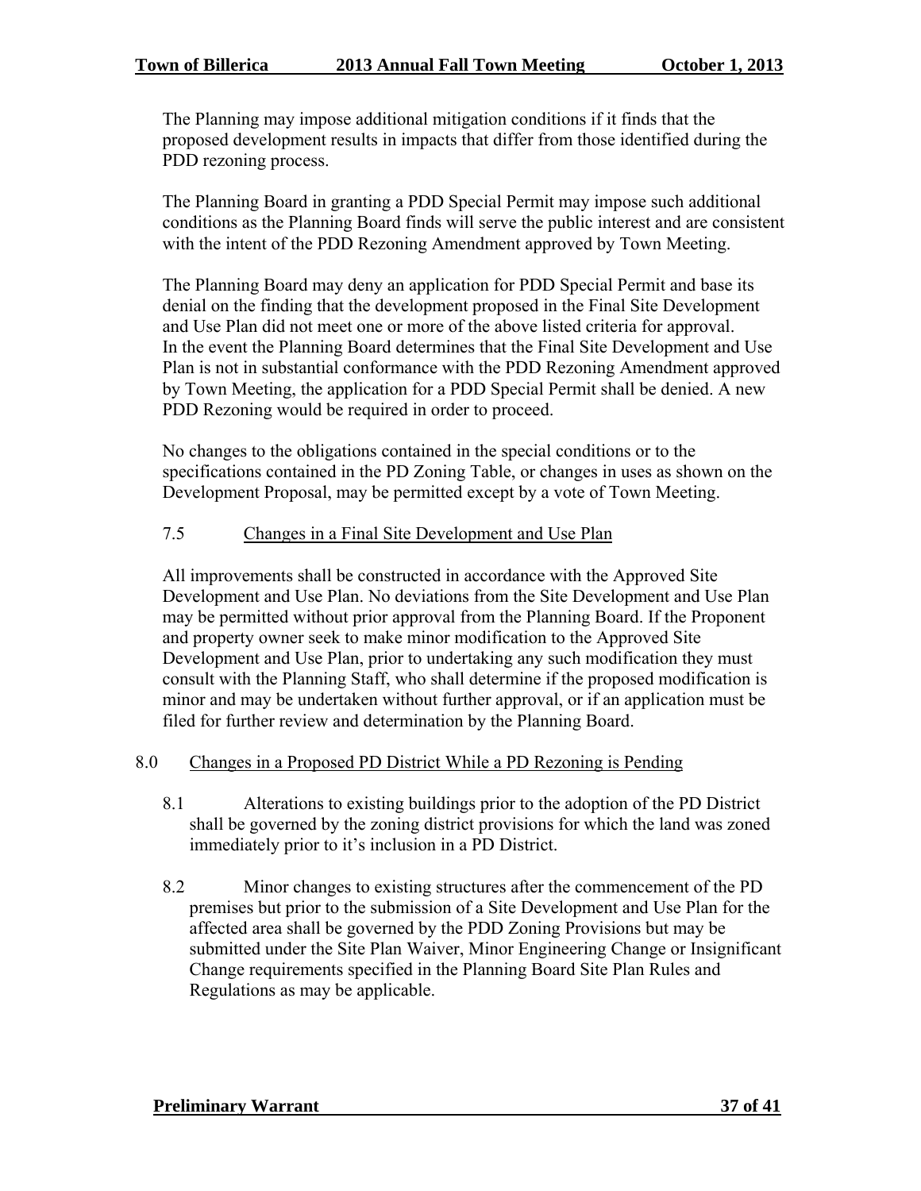The Planning may impose additional mitigation conditions if it finds that the proposed development results in impacts that differ from those identified during the PDD rezoning process.

The Planning Board in granting a PDD Special Permit may impose such additional conditions as the Planning Board finds will serve the public interest and are consistent with the intent of the PDD Rezoning Amendment approved by Town Meeting.

The Planning Board may deny an application for PDD Special Permit and base its denial on the finding that the development proposed in the Final Site Development and Use Plan did not meet one or more of the above listed criteria for approval. In the event the Planning Board determines that the Final Site Development and Use Plan is not in substantial conformance with the PDD Rezoning Amendment approved by Town Meeting, the application for a PDD Special Permit shall be denied. A new PDD Rezoning would be required in order to proceed.

No changes to the obligations contained in the special conditions or to the specifications contained in the PD Zoning Table, or changes in uses as shown on the Development Proposal, may be permitted except by a vote of Town Meeting.

7.5 Changes in a Final Site Development and Use Plan

All improvements shall be constructed in accordance with the Approved Site Development and Use Plan. No deviations from the Site Development and Use Plan may be permitted without prior approval from the Planning Board. If the Proponent and property owner seek to make minor modification to the Approved Site Development and Use Plan, prior to undertaking any such modification they must consult with the Planning Staff, who shall determine if the proposed modification is minor and may be undertaken without further approval, or if an application must be filed for further review and determination by the Planning Board.

8.0 Changes in a Proposed PD District While a PD Rezoning is Pending

8.1 Alterations to existing buildings prior to the adoption of the PD District shall be governed by the zoning district provisions for which the land was zoned immediately prior to it's inclusion in a PD District.

8.2 Minor changes to existing structures after the commencement of the PD premises but prior to the submission of a Site Development and Use Plan for the affected area shall be governed by the PDD Zoning Provisions but may be submitted under the Site Plan Waiver, Minor Engineering Change or Insignificant Change requirements specified in the Planning Board Site Plan Rules and Regulations as may be applicable.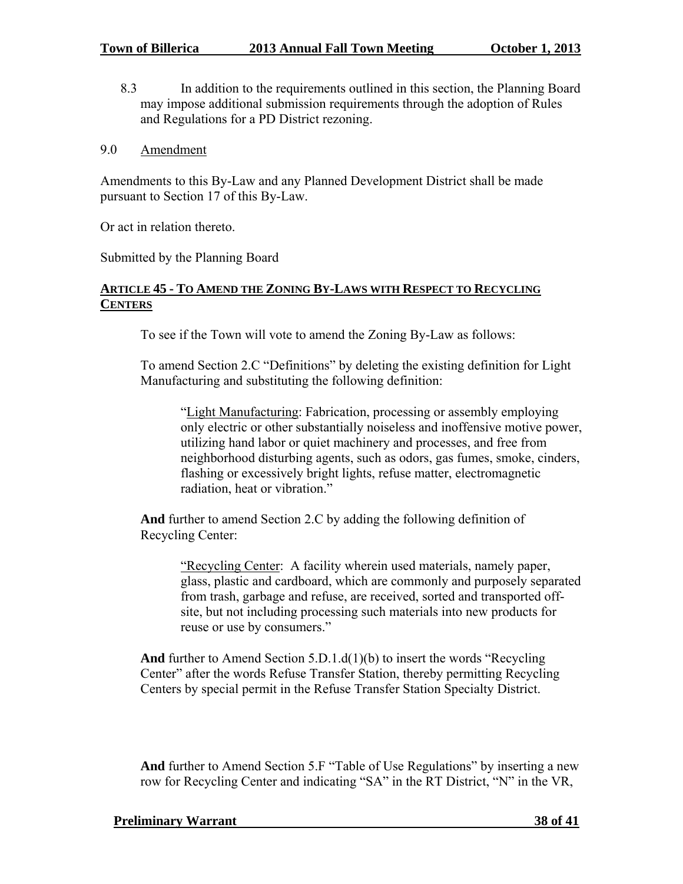8.3 In addition to the requirements outlined in this section, the Planning Board may impose additional submission requirements through the adoption of Rules and Regulations for a PD District rezoning.

9.0 Amendment

Amendments to this By-Law and any Planned Development District shall be made pursuant to Section 17 of this By-Law.

Or act in relation thereto.

Submitted by the Planning Board

## ARTICLE 45 - TO AMEND THE ZONING BY-LAWS WITH RESPECT TO RECYCLING CENTERS

To see if the Town will vote to amend the Zoning By-Law as follows:

To amend Section 2.C "Definitions" by deleting the existing definition for Light Manufacturing and substituting the following definition:

> "Light Manufacturing: Fabrication, processing or assembly employing only electric or other substantially noiseless and inoffensive motive power, utilizing hand labor or quiet machinery and processes, and free from neighborhood disturbing agents, such as odors, gas fumes, smoke, cinders, flashing or excessively bright lights, refuse matter, electromagnetic radiation, heat or vibration."

**And** further to amend Section 2.C by adding the following definition of Recycling Center:

> "Recycling Center: A facility wherein used materials, namely paper, glass, plastic and cardboard, which are commonly and purposely separated from trash, garbage and refuse, are received, sorted and transported off-site, but not including processing such materials into new products for reuse or use by consumers."

**And** further to Amend Section 5.D.1.d(1)(b) to insert the words "Recycling Center" after the words Refuse Transfer Station, thereby permitting Recycling Centers by special permit in the Refuse Transfer Station Specialty District.

**And** further to Amend Section 5.F "Table of Use Regulations" by inserting a new row for Recycling Center and indicating "SA" in the RT District, "N" in the VR,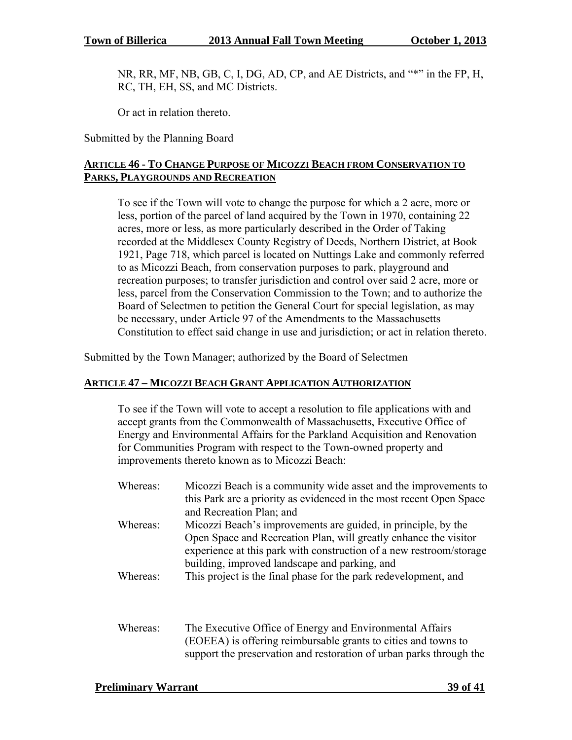NR, RR, MF, NB, GB, C, I, DG, AD, CP, and AE Districts, and "*" in the FP, H, RC, TH, EH, SS, and MC Districts.

Or act in relation thereto.

Submitted by the Planning Board

## ARTICLE 46 - TO CHANGE PURPOSE OF MICOZZI BEACH FROM CONSERVATION TO PARKS, PLAYGROUNDS AND RECREATION

To see if the Town will vote to change the purpose for which a 2 acre, more or less, portion of the parcel of land acquired by the Town in 1970, containing 22 acres, more or less, as more particularly described in the Order of Taking recorded at the Middlesex County Registry of Deeds, Northern District, at Book 1921, Page 718, which parcel is located on Nuttings Lake and commonly referred to as Micozzi Beach, from conservation purposes to park, playground and recreation purposes; to transfer jurisdiction and control over said 2 acre, more or less, parcel from the Conservation Commission to the Town; and to authorize the Board of Selectmen to petition the General Court for special legislation, as may be necessary, under Article 97 of the Amendments to the Massachusetts Constitution to effect said change in use and jurisdiction; or act in relation thereto.

Submitted by the Town Manager; authorized by the Board of Selectmen

## ARTICLE 47 – MICOZZI BEACH GRANT APPLICATION AUTHORIZATION

To see if the Town will vote to accept a resolution to file applications with and accept grants from the Commonwealth of Massachusetts, Executive Office of Energy and Environmental Affairs for the Parkland Acquisition and Renovation for Communities Program with respect to the Town-owned property and improvements thereto known as to Micozzi Beach:

Whereas: Micozzi Beach is a community wide asset and the improvements to this Park are a priority as evidenced in the most recent Open Space and Recreation Plan; and

Whereas: Micozzi Beach's improvements are guided, in principle, by the Open Space and Recreation Plan, will greatly enhance the visitor experience at this park with construction of a new restroom/storage building, improved landscape and parking, and

Whereas: This project is the final phase for the park redevelopment, and

Whereas: The Executive Office of Energy and Environmental Affairs (EOEEA) is offering reimbursable grants to cities and towns to support the preservation and restoration of urban parks through the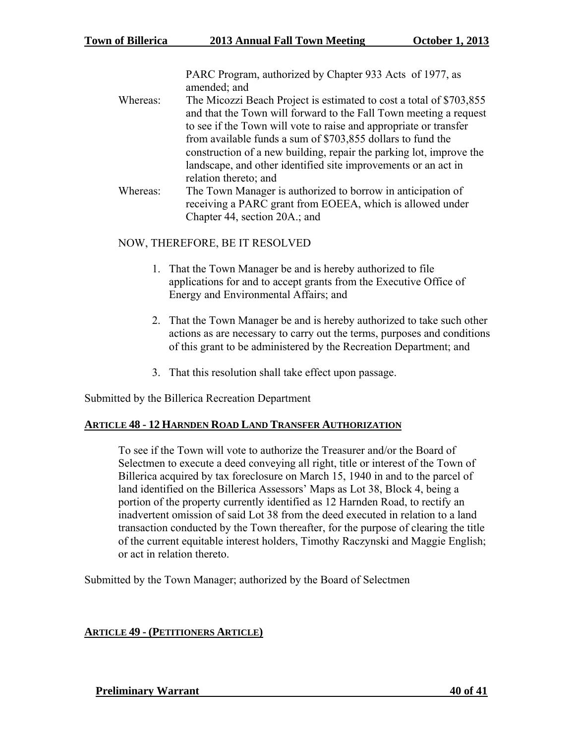PARC Program, authorized by Chapter 933 Acts of 1977, as amended; and

Whereas: The Micozzi Beach Project is estimated to cost a total of $703,855 and that the Town will forward to the Fall Town meeting a request to see if the Town will vote to raise and appropriate or transfer from available funds a sum of $703,855 dollars to fund the construction of a new building, repair the parking lot, improve the landscape, and other identified site improvements or an act in relation thereto; and

Whereas: The Town Manager is authorized to borrow in anticipation of receiving a PARC grant from EOEEA, which is allowed under Chapter 44, section 20A.; and

NOW, THEREFORE, BE IT RESOLVED

1. That the Town Manager be and is hereby authorized to file applications for and to accept grants from the Executive Office of Energy and Environmental Affairs; and

2. That the Town Manager be and is hereby authorized to take such other actions as are necessary to carry out the terms, purposes and conditions of this grant to be administered by the Recreation Department; and

3. That this resolution shall take effect upon passage.

Submitted by the Billerica Recreation Department

## ARTICLE 48 - 12 HARNDEN ROAD LAND TRANSFER AUTHORIZATION

To see if the Town will vote to authorize the Treasurer and/or the Board of Selectmen to execute a deed conveying all right, title or interest of the Town of Billerica acquired by tax foreclosure on March 15, 1940 in and to the parcel of land identified on the Billerica Assessors' Maps as Lot 38, Block 4, being a portion of the property currently identified as 12 Harnden Road, to rectify an inadvertent omission of said Lot 38 from the deed executed in relation to a land transaction conducted by the Town thereafter, for the purpose of clearing the title of the current equitable interest holders, Timothy Raczynski and Maggie English; or act in relation thereto.

Submitted by the Town Manager; authorized by the Board of Selectmen

## ARTICLE 49 - (PETITIONERS ARTICLE)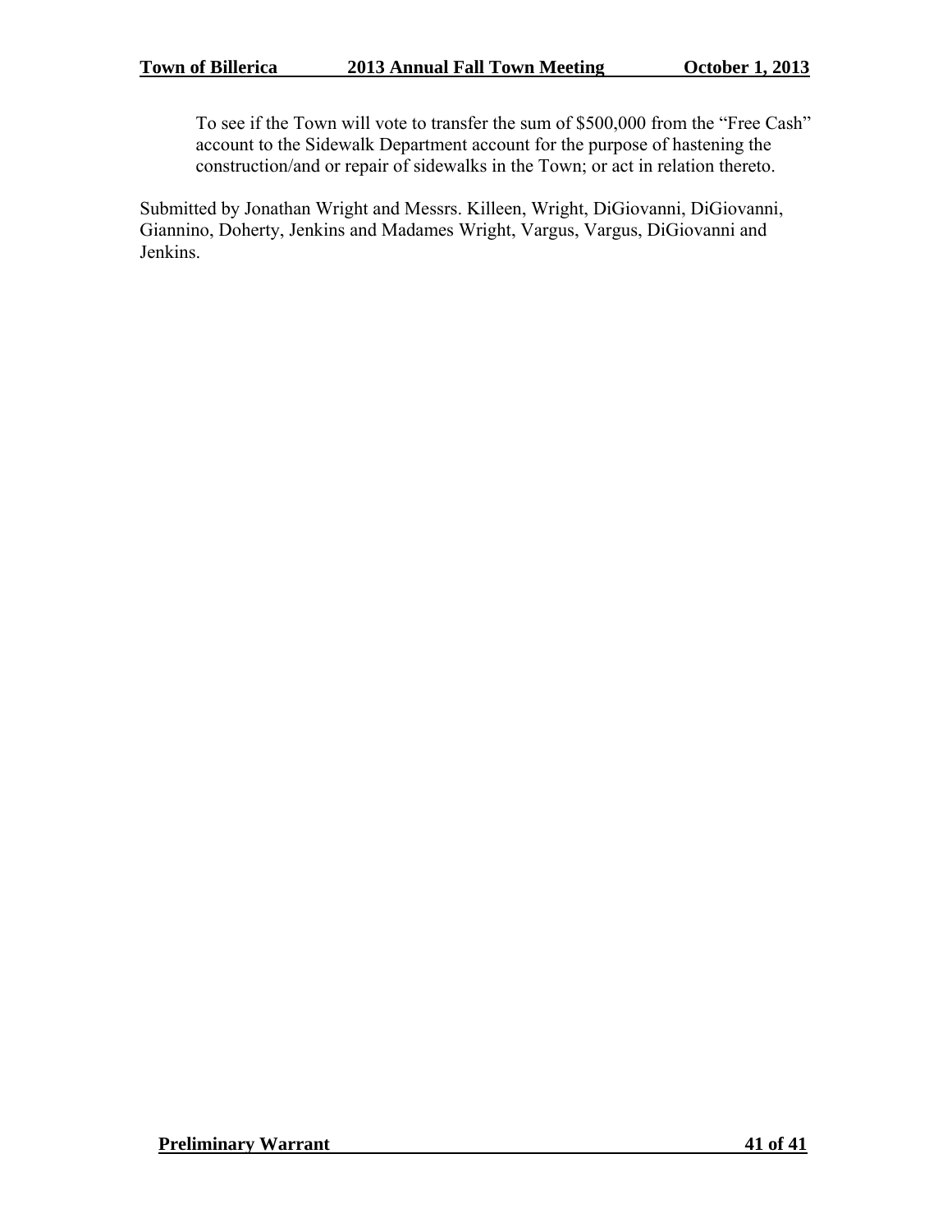To see if the Town will vote to transfer the sum of $500,000 from the "Free Cash" account to the Sidewalk Department account for the purpose of hastening the construction/and or repair of sidewalks in the Town; or act in relation thereto.

Submitted by Jonathan Wright and Messrs. Killeen, Wright, DiGiovanni, DiGiovanni, Giannino, Doherty, Jenkins and Madames Wright, Vargus, Vargus, DiGiovanni and Jenkins.